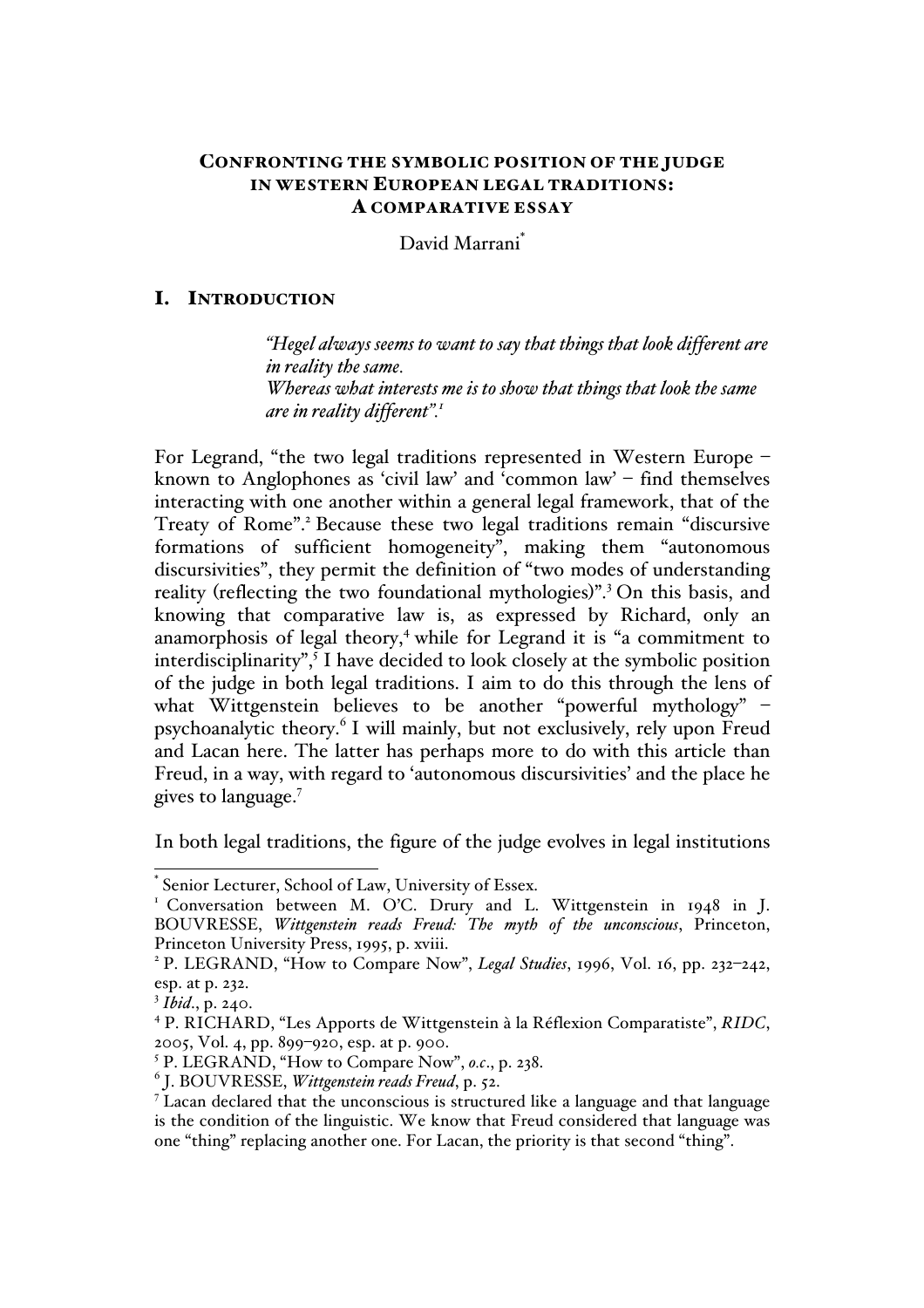# CONFRONTING THE SYMBOLIC POSITION OF THE JUDGE IN WESTERN EUROPEAN LEGAL TRADITIONS: A COMPARATIVE ESSAY

David Marrani[*]

## I. INTRODUCTION

> *"Hegel always seems to want to say that things that look different are in reality the same.*
> *Whereas what interests me is to show that things that look the same are in reality different".[1]*

For Legrand, "the two legal traditions represented in Western Europe – known to Anglophones as 'civil law' and 'common law' – find themselves interacting with one another within a general legal framework, that of the Treaty of Rome".[2] Because these two legal traditions remain "discursive formations of sufficient homogeneity", making them "autonomous discursivities", they permit the definition of "two modes of understanding reality (reflecting the two foundational mythologies)".[3] On this basis, and knowing that comparative law is, as expressed by Richard, only an anamorphosis of legal theory,[4] while for Legrand it is "a commitment to interdisciplinarity",[5] I have decided to look closely at the symbolic position of the judge in both legal traditions. I aim to do this through the lens of what Wittgenstein believes to be another "powerful mythology" – psychoanalytic theory.[6] I will mainly, but not exclusively, rely upon Freud and Lacan here. The latter has perhaps more to do with this article than Freud, in a way, with regard to 'autonomous discursivities' and the place he gives to language.[7]

In both legal traditions, the figure of the judge evolves in legal institutions

---

[*] Senior Lecturer, School of Law, University of Essex.

[1] Conversation between M. O'C. Drury and L. Wittgenstein in 1948 in J. BOUVRESSE, *Wittgenstein reads Freud: The myth of the unconscious*, Princeton, Princeton University Press, 1995, p. xviii.

[2] P. LEGRAND, "How to Compare Now", *Legal Studies*, 1996, Vol. 16, pp. 232–242, esp. at p. 232.

[3] *Ibid.*, p. 240.

[4] P. RICHARD, "Les Apports de Wittgenstein à la Réflexion Comparatiste", *RIDC*, 2005, Vol. 4, pp. 899–920, esp. at p. 900.

[5] P. LEGRAND, "How to Compare Now", *o.c.*, p. 238.

[6] J. BOUVRESSE, *Wittgenstein reads Freud*, p. 52.

[7] Lacan declared that the unconscious is structured like a language and that language is the condition of the linguistic. We know that Freud considered that language was one "thing" replacing another one. For Lacan, the priority is that second "thing".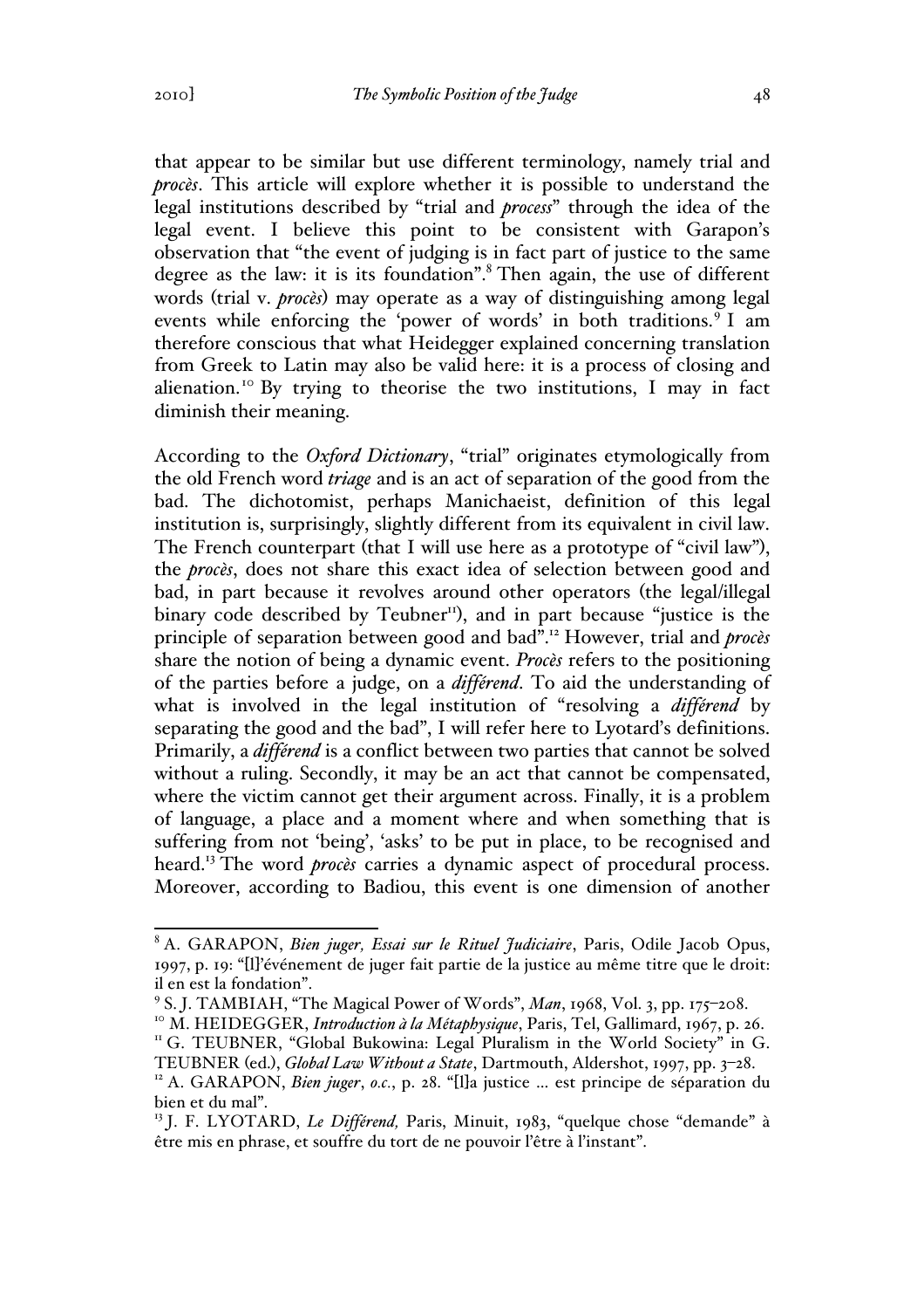that appear to be similar but use different terminology, namely trial and *procès*. This article will explore whether it is possible to understand the legal institutions described by "trial and *process*" through the idea of the legal event. I believe this point to be consistent with Garapon's observation that "the event of judging is in fact part of justice to the same degree as the law: it is its foundation".[8] Then again, the use of different words (trial v. *procès*) may operate as a way of distinguishing among legal events while enforcing the 'power of words' in both traditions.[9] I am therefore conscious that what Heidegger explained concerning translation from Greek to Latin may also be valid here: it is a process of closing and alienation.[10] By trying to theorise the two institutions, I may in fact diminish their meaning.

According to the *Oxford Dictionary*, "trial" originates etymologically from the old French word *triage* and is an act of separation of the good from the bad. The dichotomist, perhaps Manichaeist, definition of this legal institution is, surprisingly, slightly different from its equivalent in civil law. The French counterpart (that I will use here as a prototype of "civil law"), the *procès*, does not share this exact idea of selection between good and bad, in part because it revolves around other operators (the legal/illegal binary code described by Teubner[11]), and in part because "justice is the principle of separation between good and bad".[12] However, trial and *procès* share the notion of being a dynamic event. *Procès* refers to the positioning of the parties before a judge, on a *différend*. To aid the understanding of what is involved in the legal institution of "resolving a *différend* by separating the good and the bad", I will refer here to Lyotard's definitions. Primarily, a *différend* is a conflict between two parties that cannot be solved without a ruling. Secondly, it may be an act that cannot be compensated, where the victim cannot get their argument across. Finally, it is a problem of language, a place and a moment where and when something that is suffering from not 'being', 'asks' to be put in place, to be recognised and heard.[13] The word *procès* carries a dynamic aspect of procedural process. Moreover, according to Badiou, this event is one dimension of another

---

[8] A. GARAPON, *Bien juger, Essai sur le Rituel Judiciaire*, Paris, Odile Jacob Opus, 1997, p. 19: "[l]'événement de juger fait partie de la justice au même titre que le droit: il en est la fondation".

[9] S. J. TAMBIAH, "The Magical Power of Words", *Man*, 1968, Vol. 3, pp. 175–208.

[10] M. HEIDEGGER, *Introduction à la Métaphysique*, Paris, Tel, Gallimard, 1967, p. 26.

[11] G. TEUBNER, "Global Bukowina: Legal Pluralism in the World Society" in G. TEUBNER (ed.), *Global Law Without a State*, Dartmouth, Aldershot, 1997, pp. 3–28.

[12] A. GARAPON, *Bien juger*, *o.c.*, p. 28. "[l]a justice ... est principe de séparation du bien et du mal".

[13] J. F. LYOTARD, *Le Différend,* Paris, Minuit, 1983, "quelque chose "demande" à être mis en phrase, et souffre du tort de ne pouvoir l'être à l'instant".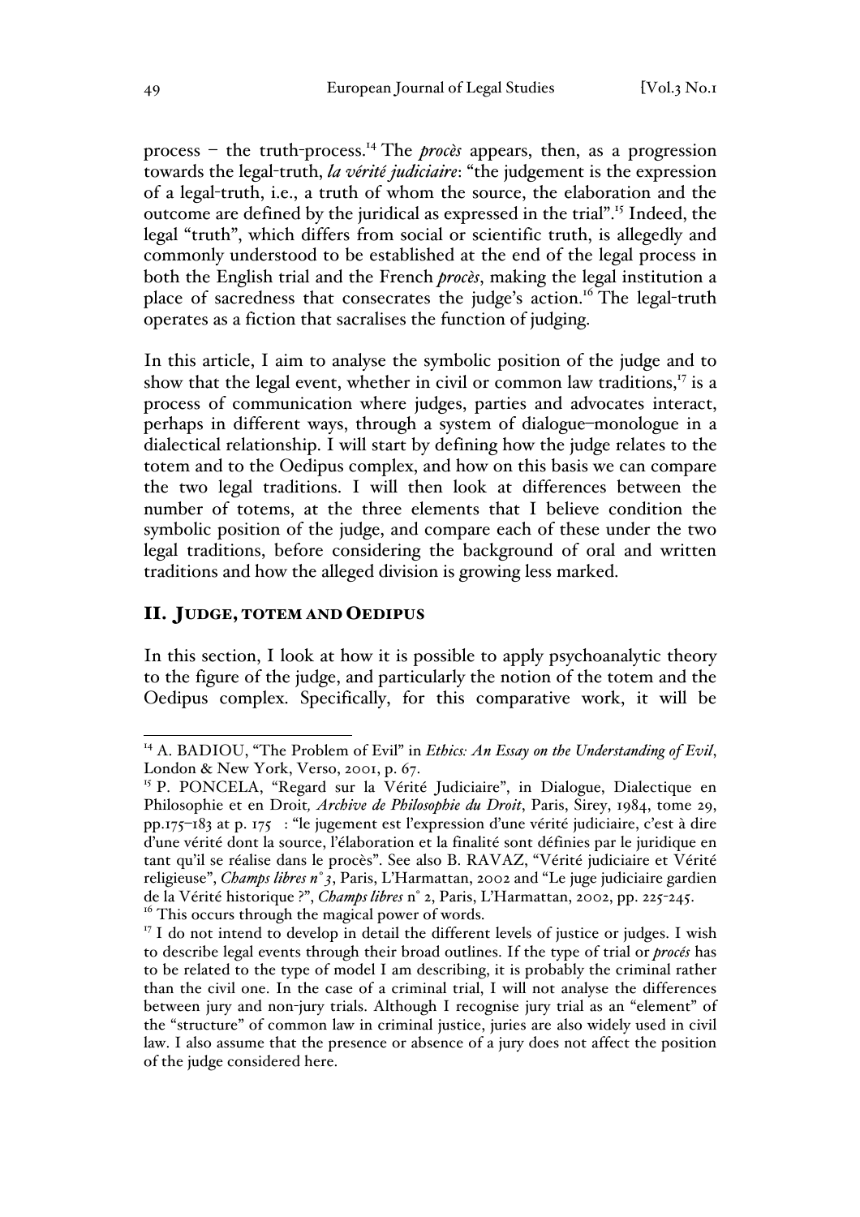process – the truth-process.[14] The *procès* appears, then, as a progression towards the legal-truth, *la vérité judiciaire*: "the judgement is the expression of a legal-truth, i.e., a truth of whom the source, the elaboration and the outcome are defined by the juridical as expressed in the trial".[15] Indeed, the legal "truth", which differs from social or scientific truth, is allegedly and commonly understood to be established at the end of the legal process in both the English trial and the French *procès*, making the legal institution a place of sacredness that consecrates the judge's action.[16] The legal-truth operates as a fiction that sacralises the function of judging.

In this article, I aim to analyse the symbolic position of the judge and to show that the legal event, whether in civil or common law traditions,[17] is a process of communication where judges, parties and advocates interact, perhaps in different ways, through a system of dialogue–monologue in a dialectical relationship. I will start by defining how the judge relates to the totem and to the Oedipus complex, and how on this basis we can compare the two legal traditions. I will then look at differences between the number of totems, at the three elements that I believe condition the symbolic position of the judge, and compare each of these under the two legal traditions, before considering the background of oral and written traditions and how the alleged division is growing less marked.

## II. JUDGE, TOTEM AND OEDIPUS

In this section, I look at how it is possible to apply psychoanalytic theory to the figure of the judge, and particularly the notion of the totem and the Oedipus complex. Specifically, for this comparative work, it will be

---

[14] A. BADIOU, "The Problem of Evil" in *Ethics: An Essay on the Understanding of Evil*, London & New York, Verso, 2001, p. 67.

[15] P. PONCELA, "Regard sur la Vérité Judiciaire", in Dialogue, Dialectique en Philosophie et en Droit*, Archive de Philosophie du Droit*, Paris, Sirey, 1984, tome 29, pp.175–183 at p. 175 : "le jugement est l'expression d'une vérité judiciaire, c'est à dire d'une vérité dont la source, l'élaboration et la finalité sont définies par le juridique en tant qu'il se réalise dans le procès". See also B. RAVAZ, "Vérité judiciaire et Vérité religieuse", *Champs libres n° 3*, Paris, L'Harmattan, 2002 and "Le juge judiciaire gardien de la Vérité historique ?", *Champs libres* n° 2, Paris, L'Harmattan, 2002, pp. 225-245.

[16] This occurs through the magical power of words.

[17] I do not intend to develop in detail the different levels of justice or judges. I wish to describe legal events through their broad outlines. If the type of trial or *procés* has to be related to the type of model I am describing, it is probably the criminal rather than the civil one. In the case of a criminal trial, I will not analyse the differences between jury and non-jury trials. Although I recognise jury trial as an "element" of the "structure" of common law in criminal justice, juries are also widely used in civil law. I also assume that the presence or absence of a jury does not affect the position of the judge considered here.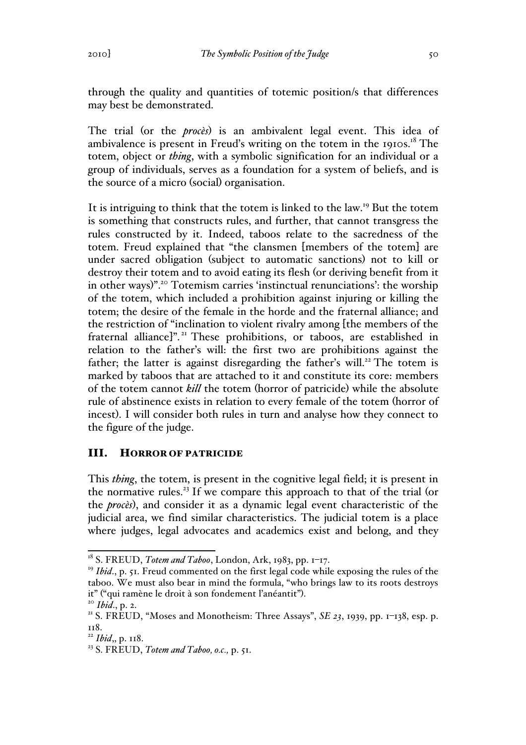through the quality and quantities of totemic position/s that differences may best be demonstrated.

The trial (or the *procès*) is an ambivalent legal event. This idea of ambivalence is present in Freud's writing on the totem in the 1910s.[18] The totem, object or *thing*, with a symbolic signification for an individual or a group of individuals, serves as a foundation for a system of beliefs, and is the source of a micro (social) organisation.

It is intriguing to think that the totem is linked to the law.[19] But the totem is something that constructs rules, and further, that cannot transgress the rules constructed by it. Indeed, taboos relate to the sacredness of the totem. Freud explained that "the clansmen [members of the totem] are under sacred obligation (subject to automatic sanctions) not to kill or destroy their totem and to avoid eating its flesh (or deriving benefit from it in other ways)".[20] Totemism carries 'instinctual renunciations': the worship of the totem, which included a prohibition against injuring or killing the totem; the desire of the female in the horde and the fraternal alliance; and the restriction of "inclination to violent rivalry among [the members of the fraternal alliance]".[21] These prohibitions, or taboos, are established in relation to the father's will: the first two are prohibitions against the father; the latter is against disregarding the father's will.[22] The totem is marked by taboos that are attached to it and constitute its core: members of the totem cannot ***kill*** the totem (horror of patricide) while the absolute rule of abstinence exists in relation to every female of the totem (horror of incest). I will consider both rules in turn and analyse how they connect to the figure of the judge.

## III. HORROR OF PATRICIDE

This *thing*, the totem, is present in the cognitive legal field; it is present in the normative rules.[23] If we compare this approach to that of the trial (or the *procès*), and consider it as a dynamic legal event characteristic of the judicial area, we find similar characteristics. The judicial totem is a place where judges, legal advocates and academics exist and belong, and they

---

[18] S. FREUD, *Totem and Taboo*, London, Ark, 1983, pp. 1–17.

[19] *Ibid*., p. 51. Freud commented on the first legal code while exposing the rules of the taboo. We must also bear in mind the formula, "who brings law to its roots destroys it" ("qui ramène le droit à son fondement l'anéantit").

[20] *Ibid*., p. 2.

[21] S. FREUD, "Moses and Monotheism: Three Assays", *SE 23*, 1939, pp. 1–138, esp. p. 118.

[22] *Ibid*,, p. 118.

[23] S. FREUD, *Totem and Taboo, o.c.,* p. 51.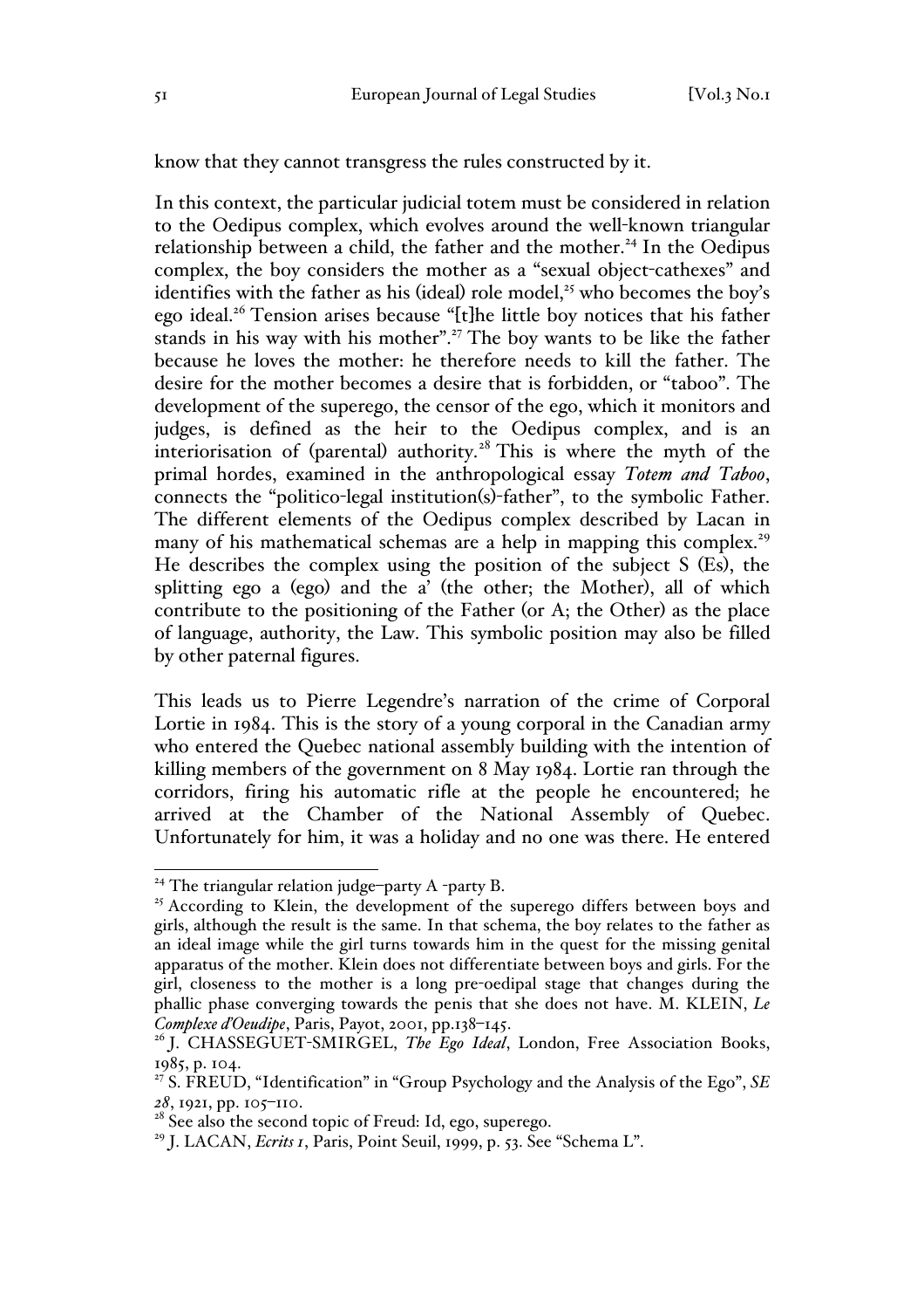know that they cannot transgress the rules constructed by it.

In this context, the particular judicial totem must be considered in relation to the Oedipus complex, which evolves around the well-known triangular relationship between a child, the father and the mother.[24] In the Oedipus complex, the boy considers the mother as a "sexual object-cathexes" and identifies with the father as his (ideal) role model,[25] who becomes the boy's ego ideal.[26] Tension arises because "[t]he little boy notices that his father stands in his way with his mother".[27] The boy wants to be like the father because he loves the mother: he therefore needs to kill the father. The desire for the mother becomes a desire that is forbidden, or "taboo". The development of the superego, the censor of the ego, which it monitors and judges, is defined as the heir to the Oedipus complex, and is an interiorisation of (parental) authority.[28] This is where the myth of the primal hordes, examined in the anthropological essay *Totem and Taboo*, connects the "politico-legal institution(s)-father", to the symbolic Father. The different elements of the Oedipus complex described by Lacan in many of his mathematical schemas are a help in mapping this complex.[29] He describes the complex using the position of the subject S (Es), the splitting ego a (ego) and the a' (the other; the Mother), all of which contribute to the positioning of the Father (or A; the Other) as the place of language, authority, the Law. This symbolic position may also be filled by other paternal figures.

This leads us to Pierre Legendre's narration of the crime of Corporal Lortie in 1984. This is the story of a young corporal in the Canadian army who entered the Quebec national assembly building with the intention of killing members of the government on 8 May 1984. Lortie ran through the corridors, firing his automatic rifle at the people he encountered; he arrived at the Chamber of the National Assembly of Quebec. Unfortunately for him, it was a holiday and no one was there. He entered

---

[24] The triangular relation judge–party A -party B.

[25] According to Klein, the development of the superego differs between boys and girls, although the result is the same. In that schema, the boy relates to the father as an ideal image while the girl turns towards him in the quest for the missing genital apparatus of the mother. Klein does not differentiate between boys and girls. For the girl, closeness to the mother is a long pre-oedipal stage that changes during the phallic phase converging towards the penis that she does not have. M. KLEIN, *Le Complexe d'Oeudipe*, Paris, Payot, 2001, pp.138–145.

[26] J. CHASSEGUET-SMIRGEL, *The Ego Ideal*, London, Free Association Books, 1985, p. 104.

[27] S. FREUD, "Identification" in "Group Psychology and the Analysis of the Ego", *SE 28*, 1921, pp. 105–110.

[28] See also the second topic of Freud: Id, ego, superego.

[29] J. LACAN, *Ecrits 1*, Paris, Point Seuil, 1999, p. 53. See "Schema L".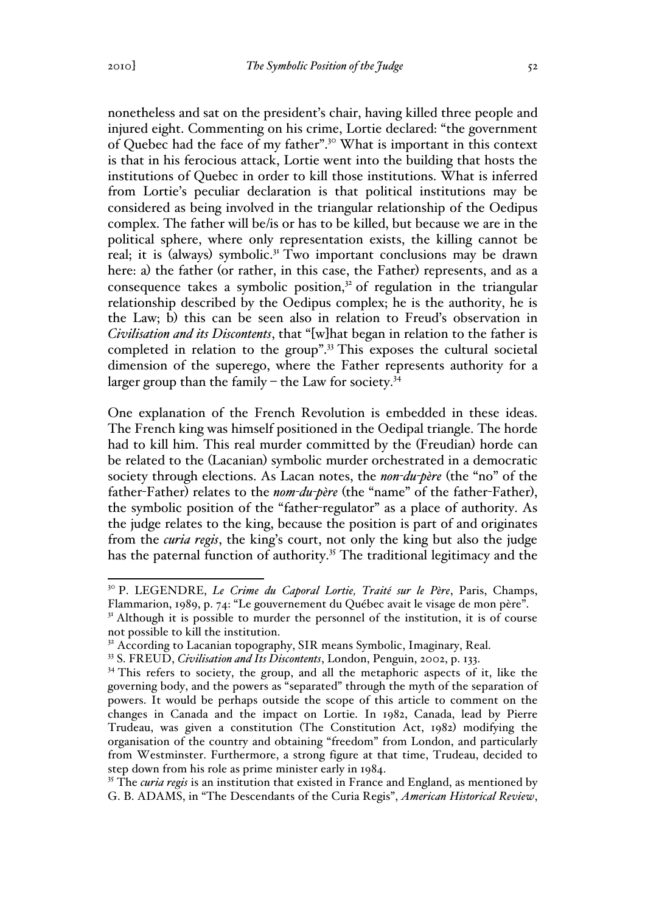nonetheless and sat on the president's chair, having killed three people and injured eight. Commenting on his crime, Lortie declared: "the government of Quebec had the face of my father".[30] What is important in this context is that in his ferocious attack, Lortie went into the building that hosts the institutions of Quebec in order to kill those institutions. What is inferred from Lortie's peculiar declaration is that political institutions may be considered as being involved in the triangular relationship of the Oedipus complex. The father will be/is or has to be killed, but because we are in the political sphere, where only representation exists, the killing cannot be real; it is (always) symbolic.[31] Two important conclusions may be drawn here: a) the father (or rather, in this case, the Father) represents, and as a consequence takes a symbolic position,[32] of regulation in the triangular relationship described by the Oedipus complex; he is the authority, he is the Law; b) this can be seen also in relation to Freud's observation in *Civilisation and its Discontents*, that "[w]hat began in relation to the father is completed in relation to the group".[33] This exposes the cultural societal dimension of the superego, where the Father represents authority for a larger group than the family – the Law for society.[34]

One explanation of the French Revolution is embedded in these ideas. The French king was himself positioned in the Oedipal triangle. The horde had to kill him. This real murder committed by the (Freudian) horde can be related to the (Lacanian) symbolic murder orchestrated in a democratic society through elections. As Lacan notes, the ***non-du-père*** (the "no" of the father-Father) relates to the ***nom-du-père*** (the "name" of the father-Father), the symbolic position of the "father-regulator" as a place of authority. As the judge relates to the king, because the position is part of and originates from the *curia regis*, the king's court, not only the king but also the judge has the paternal function of authority.[35] The traditional legitimacy and the

---

[30] P. LEGENDRE, *Le Crime du Caporal Lortie, Traité sur le Père*, Paris, Champs, Flammarion, 1989, p. 74: "Le gouvernement du Québec avait le visage de mon père".

[31] Although it is possible to murder the personnel of the institution, it is of course not possible to kill the institution.

[32] According to Lacanian topography, SIR means Symbolic, Imaginary, Real.

[33] S. FREUD, *Civilisation and Its Discontents*, London, Penguin, 2002, p. 133.

[34] This refers to society, the group, and all the metaphoric aspects of it, like the governing body, and the powers as "separated" through the myth of the separation of powers. It would be perhaps outside the scope of this article to comment on the changes in Canada and the impact on Lortie. In 1982, Canada, lead by Pierre Trudeau, was given a constitution (The Constitution Act, 1982) modifying the organisation of the country and obtaining "freedom" from London, and particularly from Westminster. Furthermore, a strong figure at that time, Trudeau, decided to step down from his role as prime minister early in 1984.

[35] The *curia regis* is an institution that existed in France and England, as mentioned by G. B. ADAMS, in "The Descendants of the Curia Regis", *American Historical Review*,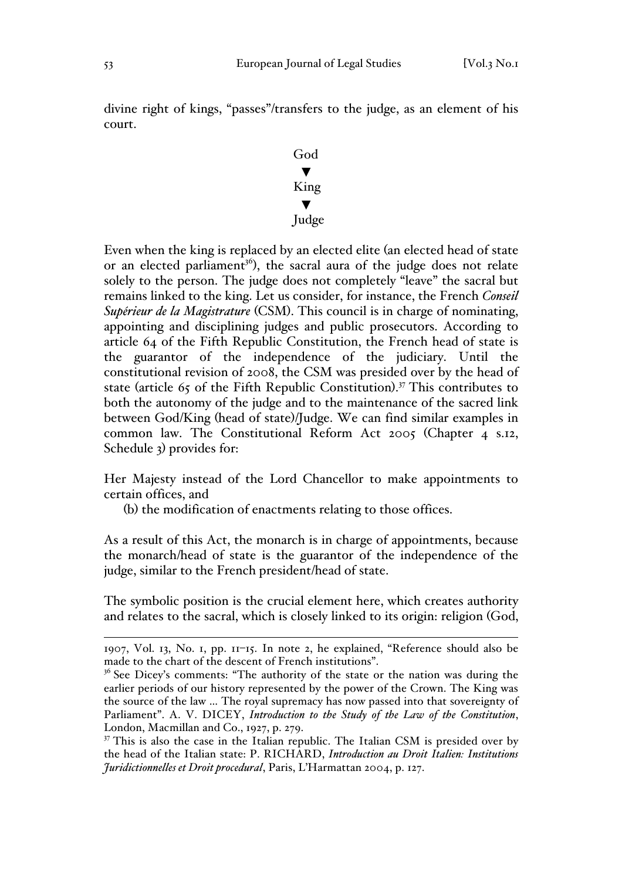divine right of kings, "passes"/transfers to the judge, as an element of his court.

God
▼
King
▼
Judge

Even when the king is replaced by an elected elite (an elected head of state or an elected parliament[36]), the sacral aura of the judge does not relate solely to the person. The judge does not completely "leave" the sacral but remains linked to the king. Let us consider, for instance, the French *Conseil Supérieur de la Magistrature* (CSM). This council is in charge of nominating, appointing and disciplining judges and public prosecutors. According to article 64 of the Fifth Republic Constitution, the French head of state is the guarantor of the independence of the judiciary. Until the constitutional revision of 2008, the CSM was presided over by the head of state (article 65 of the Fifth Republic Constitution).[37] This contributes to both the autonomy of the judge and to the maintenance of the sacred link between God/King (head of state)/Judge. We can find similar examples in common law. The Constitutional Reform Act 2005 (Chapter 4 s.12, Schedule 3) provides for:

Her Majesty instead of the Lord Chancellor to make appointments to certain offices, and

(b) the modification of enactments relating to those offices.

As a result of this Act, the monarch is in charge of appointments, because the monarch/head of state is the guarantor of the independence of the judge, similar to the French president/head of state.

The symbolic position is the crucial element here, which creates authority and relates to the sacral, which is closely linked to its origin: religion (God,

---

1907, Vol. 13, No. 1, pp. 11–15. In note 2, he explained, "Reference should also be made to the chart of the descent of French institutions".

[36] See Dicey's comments: "The authority of the state or the nation was during the earlier periods of our history represented by the power of the Crown. The King was the source of the law ... The royal supremacy has now passed into that sovereignty of Parliament". A. V. DICEY, *Introduction to the Study of the Law of the Constitution*, London, Macmillan and Co., 1927, p. 279.

[37] This is also the case in the Italian republic. The Italian CSM is presided over by the head of the Italian state: P. RICHARD, *Introduction au Droit Italien: Institutions Juridictionnelles et Droit procedural*, Paris, L'Harmattan 2004, p. 127.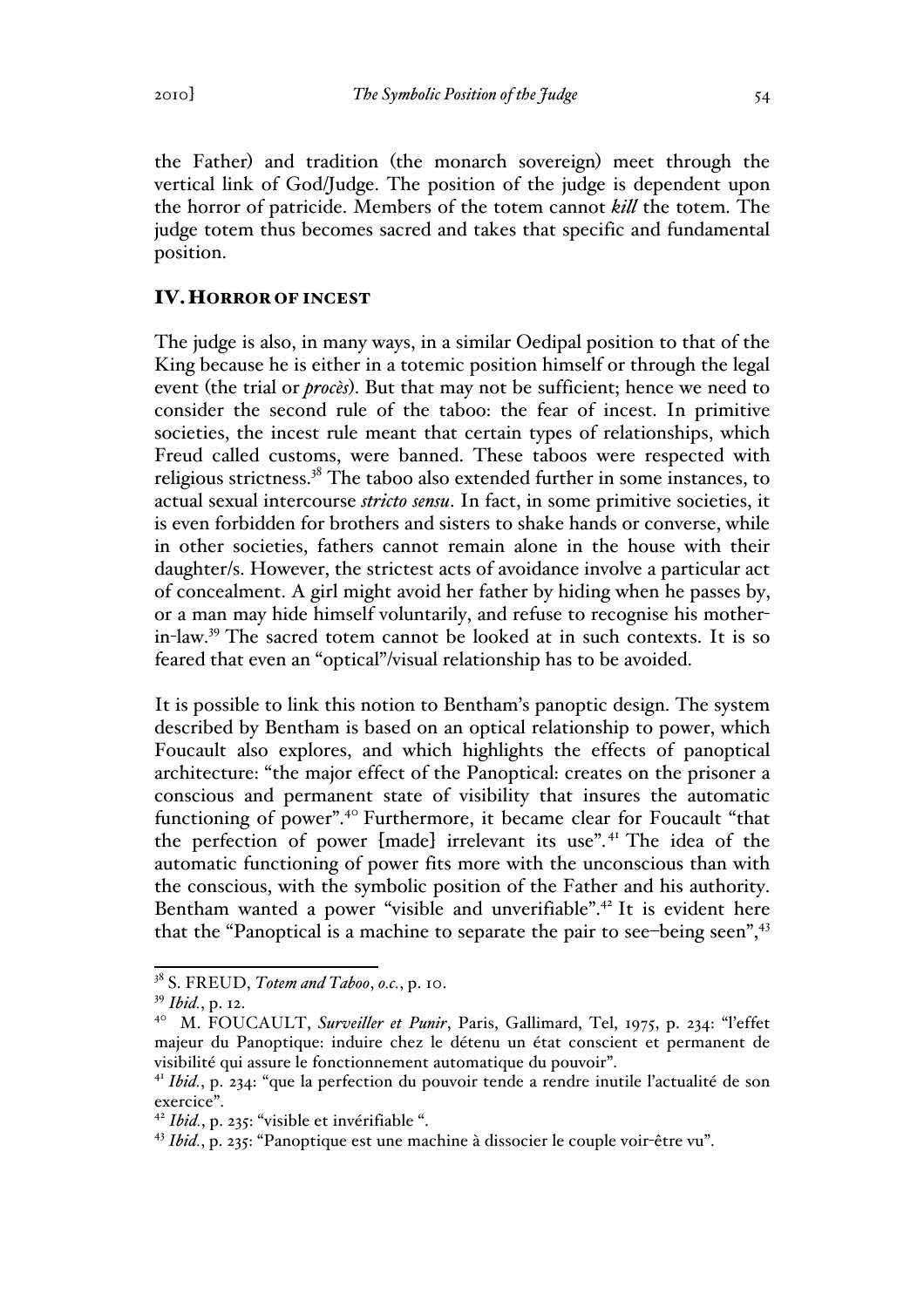the Father) and tradition (the monarch sovereign) meet through the vertical link of God/Judge. The position of the judge is dependent upon the horror of patricide. Members of the totem cannot ***kill*** the totem. The judge totem thus becomes sacred and takes that specific and fundamental position.

## IV. HORROR OF INCEST

The judge is also, in many ways, in a similar Oedipal position to that of the King because he is either in a totemic position himself or through the legal event (the trial or ***procès***). But that may not be sufficient; hence we need to consider the second rule of the taboo: the fear of incest. In primitive societies, the incest rule meant that certain types of relationships, which Freud called customs, were banned. These taboos were respected with religious strictness.[38] The taboo also extended further in some instances, to actual sexual intercourse *stricto sensu*. In fact, in some primitive societies, it is even forbidden for brothers and sisters to shake hands or converse, while in other societies, fathers cannot remain alone in the house with their daughter/s. However, the strictest acts of avoidance involve a particular act of concealment. A girl might avoid her father by hiding when he passes by, or a man may hide himself voluntarily, and refuse to recognise his mother-in-law.[39] The sacred totem cannot be looked at in such contexts. It is so feared that even an "optical"/visual relationship has to be avoided.

It is possible to link this notion to Bentham's panoptic design. The system described by Bentham is based on an optical relationship to power, which Foucault also explores, and which highlights the effects of panoptical architecture: "the major effect of the Panoptical: creates on the prisoner a conscious and permanent state of visibility that insures the automatic functioning of power".[40] Furthermore, it became clear for Foucault "that the perfection of power [made] irrelevant its use".[41] The idea of the automatic functioning of power fits more with the unconscious than with the conscious, with the symbolic position of the Father and his authority. Bentham wanted a power "visible and unverifiable".[42] It is evident here that the "Panoptical is a machine to separate the pair to see–being seen",[43]

---

[38] S. FREUD, *Totem and Taboo*, *o.c.*, p. 10.

[39] *Ibid.*, p. 12.

[40] M. FOUCAULT, *Surveiller et Punir*, Paris, Gallimard, Tel, 1975, p. 234: "l'effet majeur du Panoptique: induire chez le détenu un état conscient et permanent de visibilité qui assure le fonctionnement automatique du pouvoir".

[41] *Ibid.*, p. 234: "que la perfection du pouvoir tende a rendre inutile l'actualité de son exercice".

[42] *Ibid.*, p. 235: "visible et invérifiable ".

[43] *Ibid.*, p. 235: "Panoptique est une machine à dissocier le couple voir-être vu".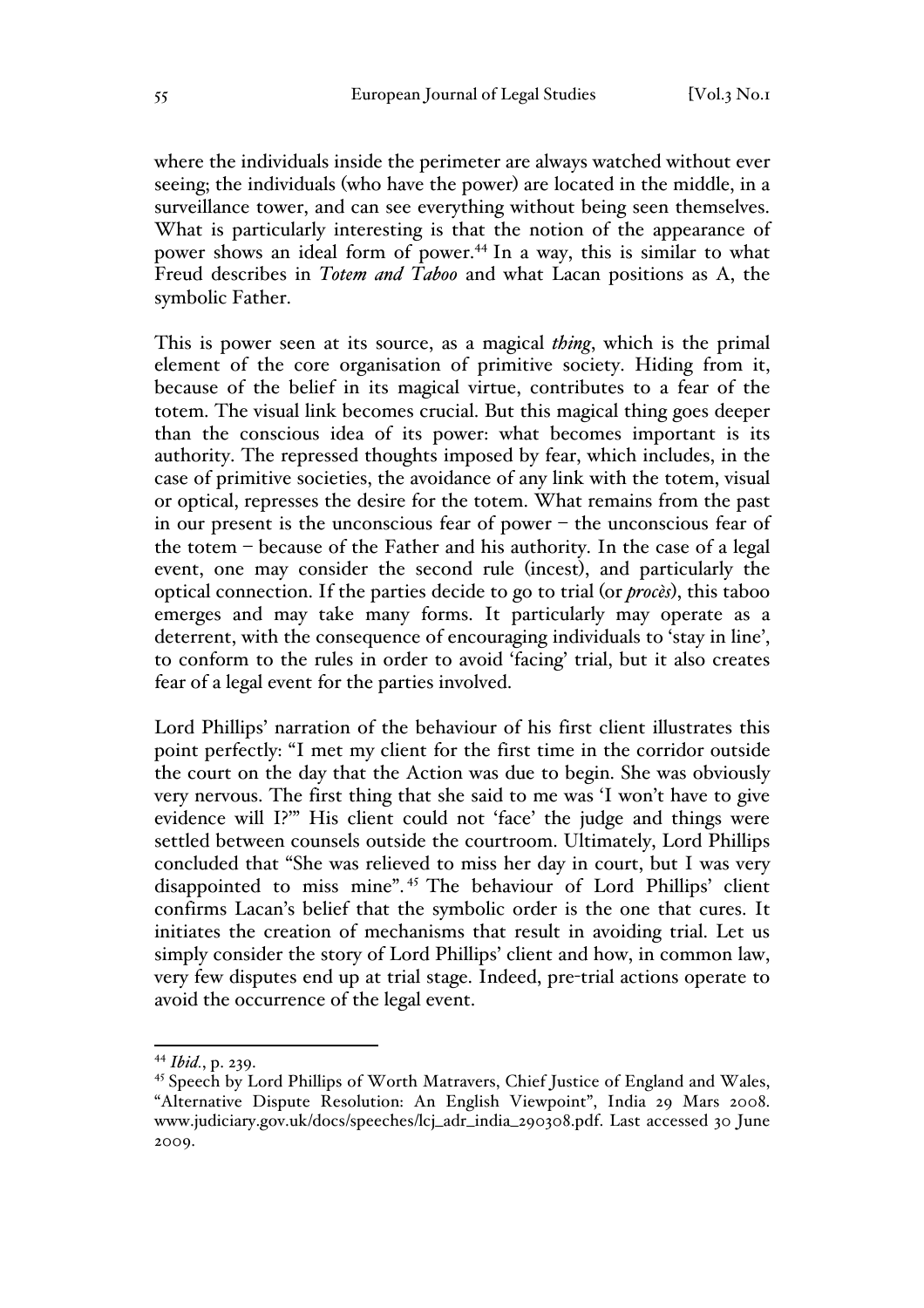where the individuals inside the perimeter are always watched without ever seeing; the individuals (who have the power) are located in the middle, in a surveillance tower, and can see everything without being seen themselves. What is particularly interesting is that the notion of the appearance of power shows an ideal form of power.[44] In a way, this is similar to what Freud describes in *Totem and Taboo* and what Lacan positions as A, the symbolic Father.

This is power seen at its source, as a magical *thing*, which is the primal element of the core organisation of primitive society. Hiding from it, because of the belief in its magical virtue, contributes to a fear of the totem. The visual link becomes crucial. But this magical thing goes deeper than the conscious idea of its power: what becomes important is its authority. The repressed thoughts imposed by fear, which includes, in the case of primitive societies, the avoidance of any link with the totem, visual or optical, represses the desire for the totem. What remains from the past in our present is the unconscious fear of power – the unconscious fear of the totem – because of the Father and his authority. In the case of a legal event, one may consider the second rule (incest), and particularly the optical connection. If the parties decide to go to trial (or *procès*), this taboo emerges and may take many forms. It particularly may operate as a deterrent, with the consequence of encouraging individuals to 'stay in line', to conform to the rules in order to avoid 'facing' trial, but it also creates fear of a legal event for the parties involved.

Lord Phillips' narration of the behaviour of his first client illustrates this point perfectly: "I met my client for the first time in the corridor outside the court on the day that the Action was due to begin. She was obviously very nervous. The first thing that she said to me was 'I won't have to give evidence will I?'" His client could not 'face' the judge and things were settled between counsels outside the courtroom. Ultimately, Lord Phillips concluded that "She was relieved to miss her day in court, but I was very disappointed to miss mine".[45] The behaviour of Lord Phillips' client confirms Lacan's belief that the symbolic order is the one that cures. It initiates the creation of mechanisms that result in avoiding trial. Let us simply consider the story of Lord Phillips' client and how, in common law, very few disputes end up at trial stage. Indeed, pre-trial actions operate to avoid the occurrence of the legal event.

---

[44] *Ibid.*, p. 239.

[45] Speech by Lord Phillips of Worth Matravers, Chief Justice of England and Wales, "Alternative Dispute Resolution: An English Viewpoint", India 29 Mars 2008. www.judiciary.gov.uk/docs/speeches/lcj_adr_india_290308.pdf. Last accessed 30 June 2009.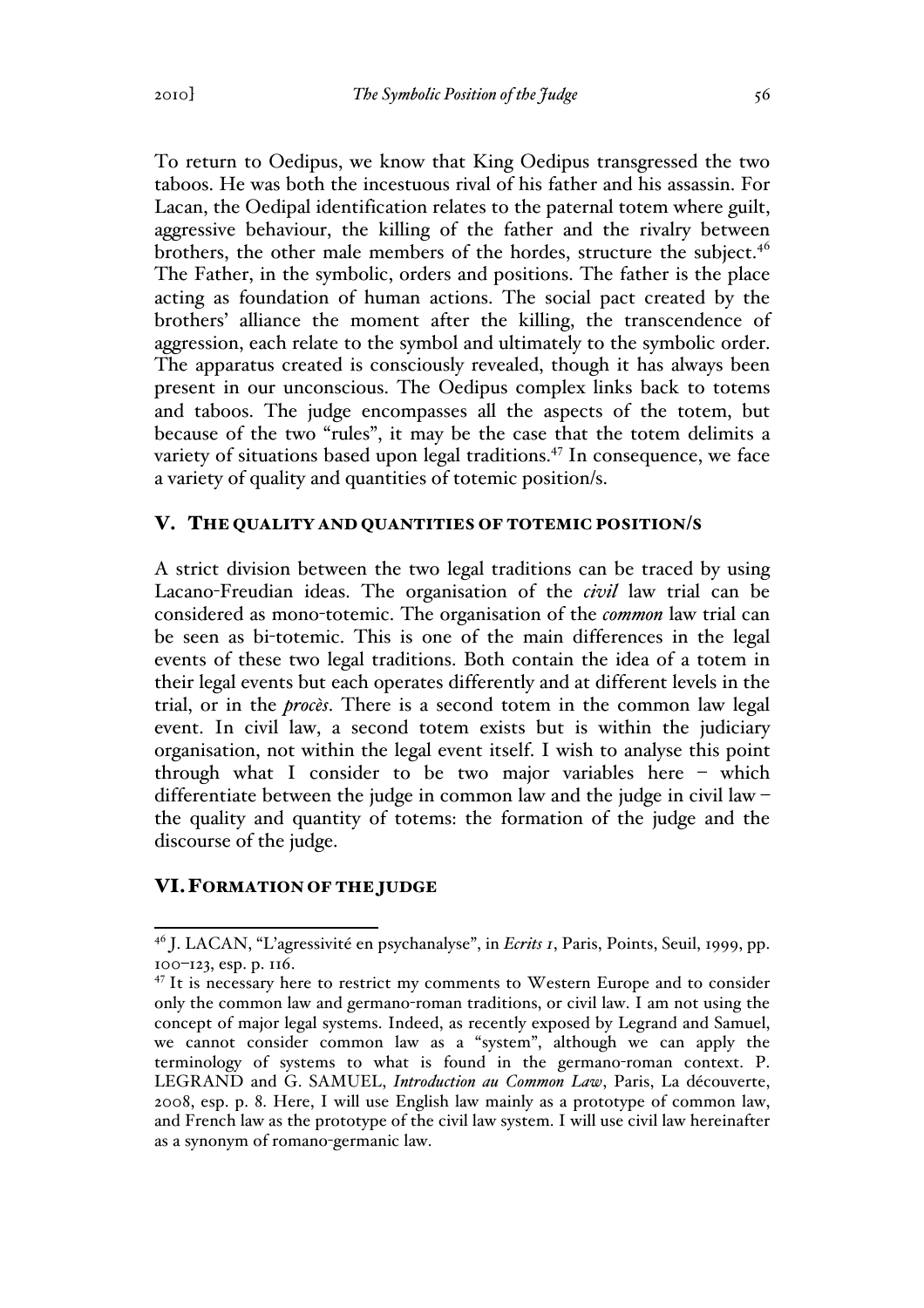To return to Oedipus, we know that King Oedipus transgressed the two taboos. He was both the incestuous rival of his father and his assassin. For Lacan, the Oedipal identification relates to the paternal totem where guilt, aggressive behaviour, the killing of the father and the rivalry between brothers, the other male members of the hordes, structure the subject.[46] The Father, in the symbolic, orders and positions. The father is the place acting as foundation of human actions. The social pact created by the brothers' alliance the moment after the killing, the transcendence of aggression, each relate to the symbol and ultimately to the symbolic order. The apparatus created is consciously revealed, though it has always been present in our unconscious. The Oedipus complex links back to totems and taboos. The judge encompasses all the aspects of the totem, but because of the two "rules", it may be the case that the totem delimits a variety of situations based upon legal traditions.[47] In consequence, we face a variety of quality and quantities of totemic position/s.

## V. THE QUALITY AND QUANTITIES OF TOTEMIC POSITION/S

A strict division between the two legal traditions can be traced by using Lacano-Freudian ideas. The organisation of the *civil* law trial can be considered as mono-totemic. The organisation of the *common* law trial can be seen as bi-totemic. This is one of the main differences in the legal events of these two legal traditions. Both contain the idea of a totem in their legal events but each operates differently and at different levels in the trial, or in the *procès*. There is a second totem in the common law legal event. In civil law, a second totem exists but is within the judiciary organisation, not within the legal event itself. I wish to analyse this point through what I consider to be two major variables here – which differentiate between the judge in common law and the judge in civil law – the quality and quantity of totems: the formation of the judge and the discourse of the judge.

## VI. FORMATION OF THE JUDGE

[46] J. LACAN, "L'agressivité en psychanalyse", in *Ecrits 1*, Paris, Points, Seuil, 1999, pp. 100–123, esp. p. 116.

[47] It is necessary here to restrict my comments to Western Europe and to consider only the common law and germano-roman traditions, or civil law. I am not using the concept of major legal systems. Indeed, as recently exposed by Legrand and Samuel, we cannot consider common law as a "system", although we can apply the terminology of systems to what is found in the germano-roman context. P. LEGRAND and G. SAMUEL, *Introduction au Common Law*, Paris, La découverte, 2008, esp. p. 8. Here, I will use English law mainly as a prototype of common law, and French law as the prototype of the civil law system. I will use civil law hereinafter as a synonym of romano-germanic law.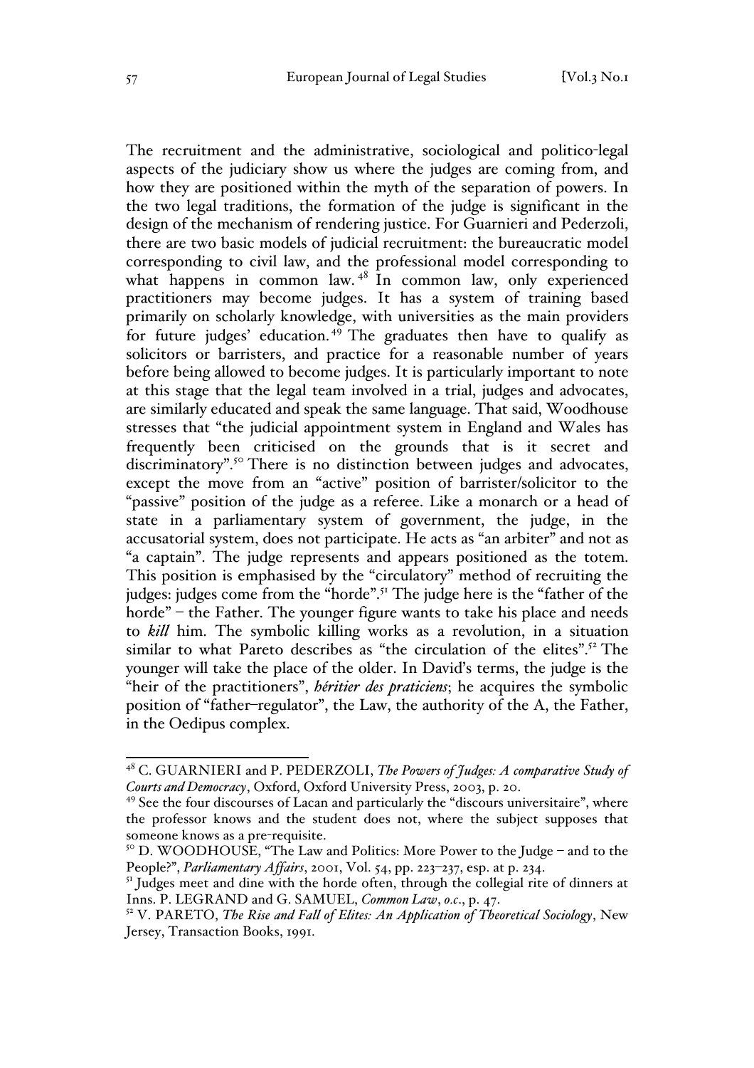The recruitment and the administrative, sociological and politico-legal aspects of the judiciary show us where the judges are coming from, and how they are positioned within the myth of the separation of powers. In the two legal traditions, the formation of the judge is significant in the design of the mechanism of rendering justice. For Guarnieri and Pederzoli, there are two basic models of judicial recruitment: the bureaucratic model corresponding to civil law, and the professional model corresponding to what happens in common law.[48] In common law, only experienced practitioners may become judges. It has a system of training based primarily on scholarly knowledge, with universities as the main providers for future judges' education.[49] The graduates then have to qualify as solicitors or barristers, and practice for a reasonable number of years before being allowed to become judges. It is particularly important to note at this stage that the legal team involved in a trial, judges and advocates, are similarly educated and speak the same language. That said, Woodhouse stresses that "the judicial appointment system in England and Wales has frequently been criticised on the grounds that is it secret and discriminatory".[50] There is no distinction between judges and advocates, except the move from an "active" position of barrister/solicitor to the "passive" position of the judge as a referee. Like a monarch or a head of state in a parliamentary system of government, the judge, in the accusatorial system, does not participate. He acts as "an arbiter" and not as "a captain". The judge represents and appears positioned as the totem. This position is emphasised by the "circulatory" method of recruiting the judges: judges come from the "horde".[51] The judge here is the "father of the horde" – the Father. The younger figure wants to take his place and needs to ***kill*** him. The symbolic killing works as a revolution, in a situation similar to what Pareto describes as "the circulation of the elites".[52] The younger will take the place of the older. In David's terms, the judge is the "heir of the practitioners", ***héritier des praticiens***; he acquires the symbolic position of "father–regulator", the Law, the authority of the A, the Father, in the Oedipus complex.

---

[48] C. GUARNIERI and P. PEDERZOLI, *The Powers of Judges: A comparative Study of Courts and Democracy*, Oxford, Oxford University Press, 2003, p. 20.

[49] See the four discourses of Lacan and particularly the "discours universitaire", where the professor knows and the student does not, where the subject supposes that someone knows as a pre-requisite.

[50] D. WOODHOUSE, "The Law and Politics: More Power to the Judge – and to the People?", *Parliamentary Affairs*, 2001, Vol. 54, pp. 223–237, esp. at p. 234.

[51] Judges meet and dine with the horde often, through the collegial rite of dinners at Inns. P. LEGRAND and G. SAMUEL, *Common Law*, *o.c.*, p. 47.

[52] V. PARETO, *The Rise and Fall of Elites: An Application of Theoretical Sociology*, New Jersey, Transaction Books, 1991.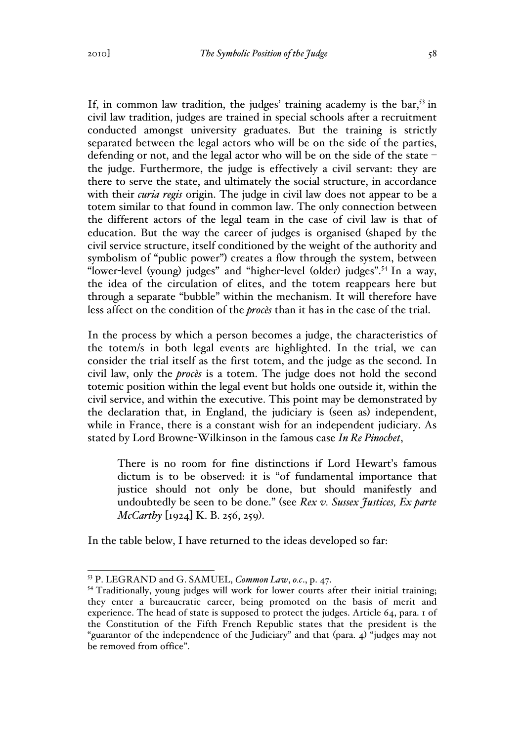If, in common law tradition, the judges' training academy is the bar,[53] in civil law tradition, judges are trained in special schools after a recruitment conducted amongst university graduates. But the training is strictly separated between the legal actors who will be on the side of the parties, defending or not, and the legal actor who will be on the side of the state – the judge. Furthermore, the judge is effectively a civil servant: they are there to serve the state, and ultimately the social structure, in accordance with their *curia regis* origin. The judge in civil law does not appear to be a totem similar to that found in common law. The only connection between the different actors of the legal team in the case of civil law is that of education. But the way the career of judges is organised (shaped by the civil service structure, itself conditioned by the weight of the authority and symbolism of "public power") creates a flow through the system, between "lower-level (young) judges" and "higher-level (older) judges".[54] In a way, the idea of the circulation of elites, and the totem reappears here but through a separate "bubble" within the mechanism. It will therefore have less affect on the condition of the *procès* than it has in the case of the trial.

In the process by which a person becomes a judge, the characteristics of the totem/s in both legal events are highlighted. In the trial, we can consider the trial itself as the first totem, and the judge as the second. In civil law, only the *procès* is a totem. The judge does not hold the second totemic position within the legal event but holds one outside it, within the civil service, and within the executive. This point may be demonstrated by the declaration that, in England, the judiciary is (seen as) independent, while in France, there is a constant wish for an independent judiciary. As stated by Lord Browne-Wilkinson in the famous case *In Re Pinochet*,

> There is no room for fine distinctions if Lord Hewart's famous dictum is to be observed: it is "of fundamental importance that justice should not only be done, but should manifestly and undoubtedly be seen to be done." (see *Rex v. Sussex Justices, Ex parte McCarthy* [1924] K. B. 256, 259).

In the table below, I have returned to the ideas developed so far:

---

[53] P. LEGRAND and G. SAMUEL, *Common Law*, *o.c.*, p. 47.

[54] Traditionally, young judges will work for lower courts after their initial training; they enter a bureaucratic career, being promoted on the basis of merit and experience. The head of state is supposed to protect the judges. Article 64, para. 1 of the Constitution of the Fifth French Republic states that the president is the "guarantor of the independence of the Judiciary" and that (para. 4) "judges may not be removed from office".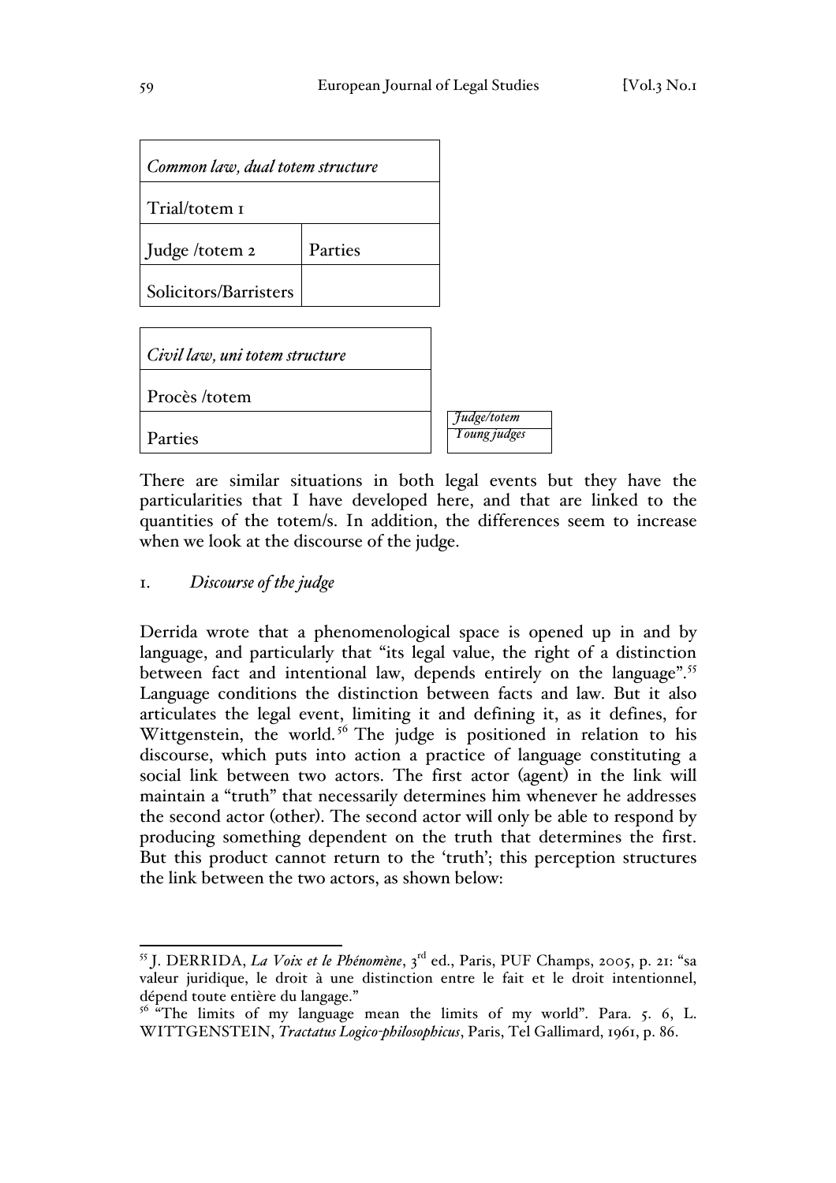| *Common law, dual totem structure* | |
| --- | --- |
| Trial/totem 1 | |
| Judge /totem 2 | Parties |
| Solicitors/Barristers | |

| *Civil law, uni totem structure* | |
| --- | --- |
| Procès /totem | |
| Parties | *Judge/totem* / *Young judges* |

There are similar situations in both legal events but they have the particularities that I have developed here, and that are linked to the quantities of the totem/s. In addition, the differences seem to increase when we look at the discourse of the judge.

## 1. *Discourse of the judge*

Derrida wrote that a phenomenological space is opened up in and by language, and particularly that "its legal value, the right of a distinction between fact and intentional law, depends entirely on the language".[55] Language conditions the distinction between facts and law. But it also articulates the legal event, limiting it and defining it, as it defines, for Wittgenstein, the world.[56] The judge is positioned in relation to his discourse, which puts into action a practice of language constituting a social link between two actors. The first actor (agent) in the link will maintain a "truth" that necessarily determines him whenever he addresses the second actor (other). The second actor will only be able to respond by producing something dependent on the truth that determines the first. But this product cannot return to the 'truth'; this perception structures the link between the two actors, as shown below:

[55] J. DERRIDA, *La Voix et le Phénomène*, 3rd ed., Paris, PUF Champs, 2005, p. 21: "sa valeur juridique, le droit à une distinction entre le fait et le droit intentionnel, dépend toute entière du langage."

[56] "The limits of my language mean the limits of my world". Para. 5. 6, L. WITTGENSTEIN, *Tractatus Logico-philosophicus*, Paris, Tel Gallimard, 1961, p. 86.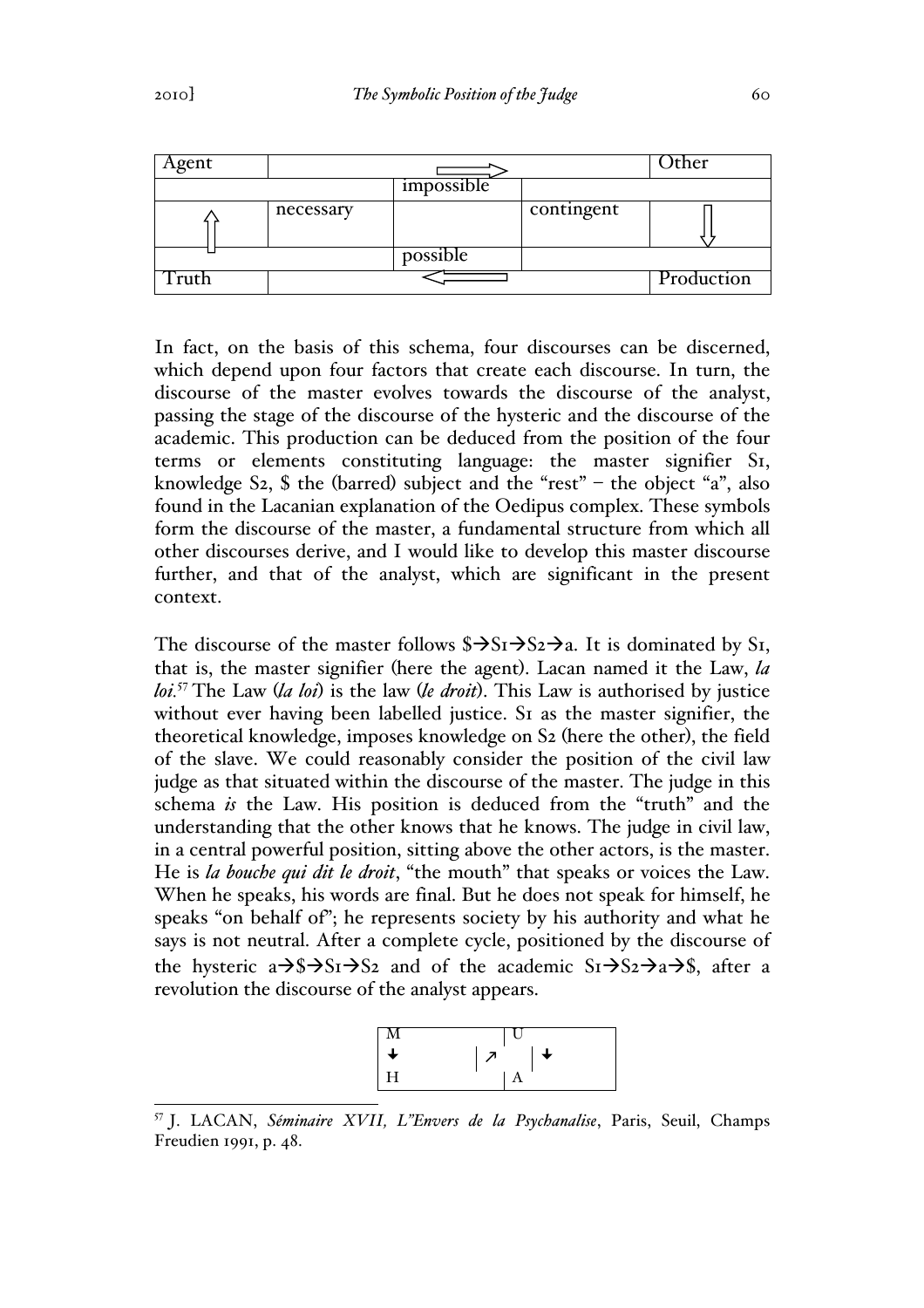| Agent | | ⟹ | | Other |
|---|---|---|---|---|
| | | impossible | | |
| ⇑ | necessary | | contingent | ⇓ |
| | | possible | | |
| Truth | | ⟸ | | Production |

In fact, on the basis of this schema, four discourses can be discerned, which depend upon four factors that create each discourse. In turn, the discourse of the master evolves towards the discourse of the analyst, passing the stage of the discourse of the hysteric and the discourse of the academic. This production can be deduced from the position of the four terms or elements constituting language: the master signifier S1, knowledge S2, $ the (barred) subject and the "rest" – the object "a", also found in the Lacanian explanation of the Oedipus complex. These symbols form the discourse of the master, a fundamental structure from which all other discourses derive, and I would like to develop this master discourse further, and that of the analyst, which are significant in the present context.

The discourse of the master follows $→S1→S2→a. It is dominated by S1, that is, the master signifier (here the agent). Lacan named it the Law, *la loi*.[57] The Law (*la loi*) is the law (*le droit*). This Law is authorised by justice without ever having been labelled justice. S1 as the master signifier, the theoretical knowledge, imposes knowledge on S2 (here the other), the field of the slave. We could reasonably consider the position of the civil law judge as that situated within the discourse of the master. The judge in this schema *is* the Law. His position is deduced from the "truth" and the understanding that the other knows that he knows. The judge in civil law, in a central powerful position, sitting above the other actors, is the master. He is *la bouche qui dit le droit*, "the mouth" that speaks or voices the Law. When he speaks, his words are final. But he does not speak for himself, he speaks "on behalf of"; he represents society by his authority and what he says is not neutral. After a complete cycle, positioned by the discourse of the hysteric a→$→S1→S2 and of the academic S1→S2→a→$, after a revolution the discourse of the analyst appears.

| M | | U | |
|---|---|---|---|
| ↓ | ↗ | | ↓ |
| H | | A | |

[57] J. LACAN, *Séminaire XVII, L"Envers de la Psychanalise*, Paris, Seuil, Champs Freudien 1991, p. 48.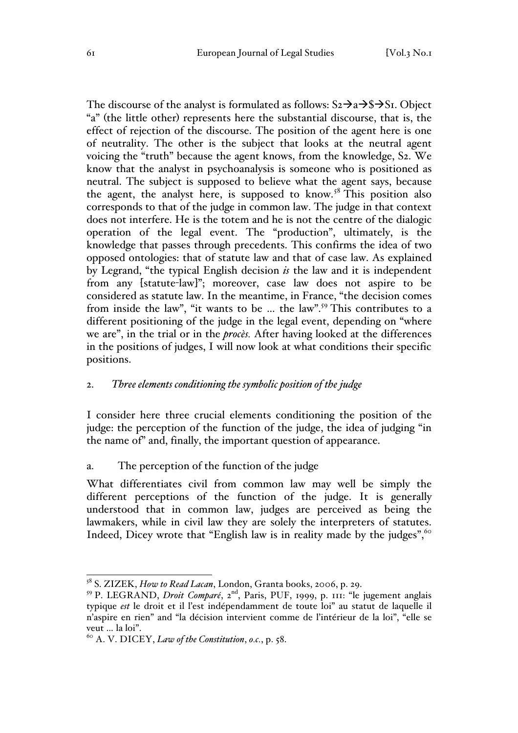The discourse of the analyst is formulated as follows: S2→a→$→S1. Object "a" (the little other) represents here the substantial discourse, that is, the effect of rejection of the discourse. The position of the agent here is one of neutrality. The other is the subject that looks at the neutral agent voicing the "truth" because the agent knows, from the knowledge, S2. We know that the analyst in psychoanalysis is someone who is positioned as neutral. The subject is supposed to believe what the agent says, because the agent, the analyst here, is supposed to know.[58] This position also corresponds to that of the judge in common law. The judge in that context does not interfere. He is the totem and he is not the centre of the dialogic operation of the legal event. The "production", ultimately, is the knowledge that passes through precedents. This confirms the idea of two opposed ontologies: that of statute law and that of case law. As explained by Legrand, "the typical English decision *is* the law and it is independent from any [statute-law]"; moreover, case law does not aspire to be considered as statute law. In the meantime, in France, "the decision comes from inside the law", "it wants to be ... the law".[59] This contributes to a different positioning of the judge in the legal event, depending on "where we are", in the trial or in the *procès.* After having looked at the differences in the positions of judges, I will now look at what conditions their specific positions.

## 2. *Three elements conditioning the symbolic position of the judge*

I consider here three crucial elements conditioning the position of the judge: the perception of the function of the judge, the idea of judging "in the name of" and, finally, the important question of appearance.

### a. The perception of the function of the judge

What differentiates civil from common law may well be simply the different perceptions of the function of the judge. It is generally understood that in common law, judges are perceived as being the lawmakers, while in civil law they are solely the interpreters of statutes. Indeed, Dicey wrote that "English law is in reality made by the judges",[60]

---

[58] S. ZIZEK, *How to Read Lacan*, London, Granta books, 2006, p. 29.

[59] P. LEGRAND, *Droit Comparé*, 2nd, Paris, PUF, 1999, p. 111: "le jugement anglais typique *est* le droit et il l'est indépendamment de toute loi" au statut de laquelle il n'aspire en rien" and "la décision intervient comme de l'intérieur de la loi", "elle se veut ... la loi".

[60] A. V. DICEY, *Law of the Constitution*, *o.c.*, p. 58.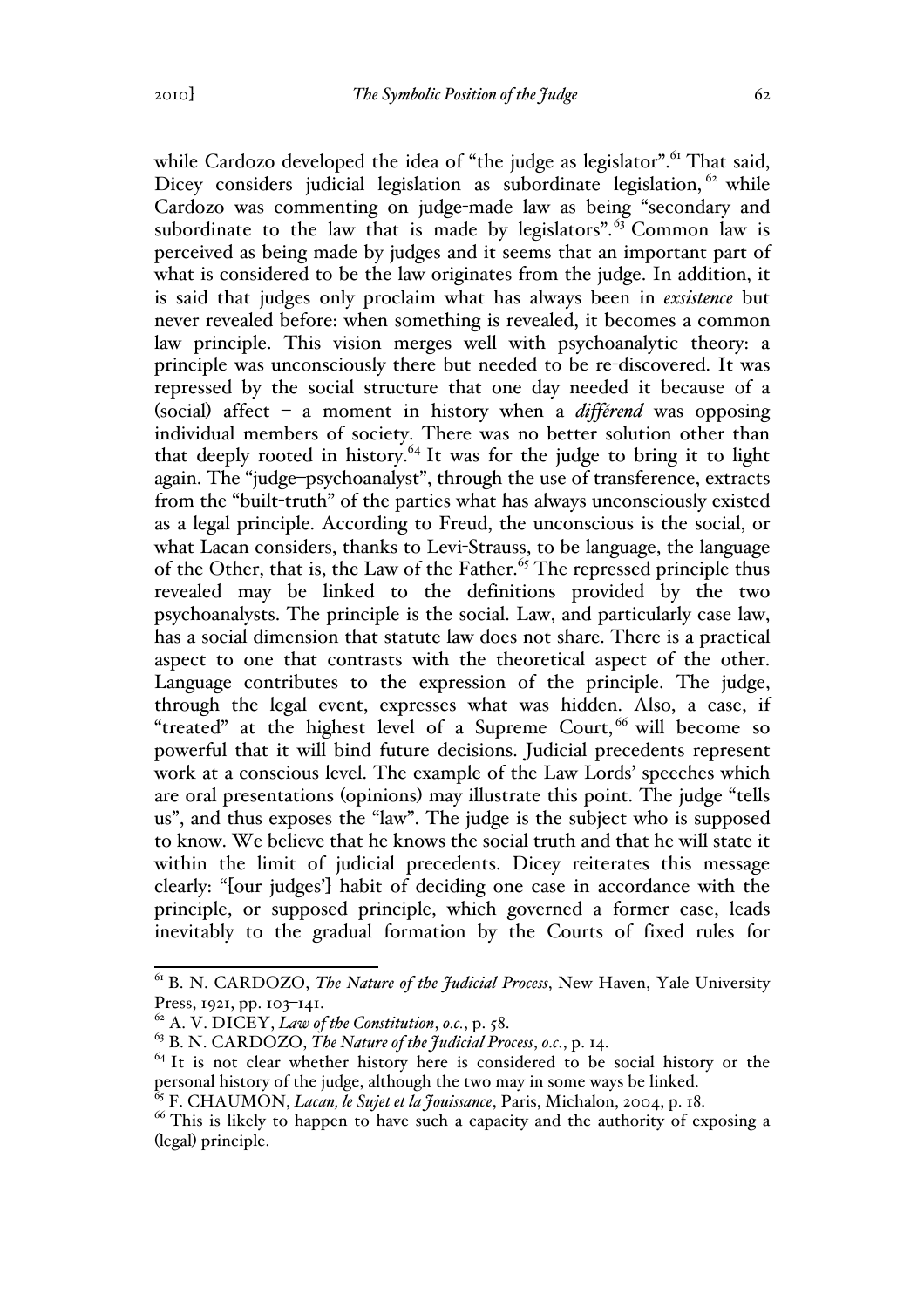while Cardozo developed the idea of "the judge as legislator".[61] That said, Dicey considers judicial legislation as subordinate legislation,[62] while Cardozo was commenting on judge-made law as being "secondary and subordinate to the law that is made by legislators".[63] Common law is perceived as being made by judges and it seems that an important part of what is considered to be the law originates from the judge. In addition, it is said that judges only proclaim what has always been in *exsistence* but never revealed before: when something is revealed, it becomes a common law principle. This vision merges well with psychoanalytic theory: a principle was unconsciously there but needed to be re-discovered. It was repressed by the social structure that one day needed it because of a (social) affect – a moment in history when a *différend* was opposing individual members of society. There was no better solution other than that deeply rooted in history.[64] It was for the judge to bring it to light again. The "judge–psychoanalyst", through the use of transference, extracts from the "built-truth" of the parties what has always unconsciously existed as a legal principle. According to Freud, the unconscious is the social, or what Lacan considers, thanks to Levi-Strauss, to be language, the language of the Other, that is, the Law of the Father.[65] The repressed principle thus revealed may be linked to the definitions provided by the two psychoanalysts. The principle is the social. Law, and particularly case law, has a social dimension that statute law does not share. There is a practical aspect to one that contrasts with the theoretical aspect of the other. Language contributes to the expression of the principle. The judge, through the legal event, expresses what was hidden. Also, a case, if "treated" at the highest level of a Supreme Court,[66] will become so powerful that it will bind future decisions. Judicial precedents represent work at a conscious level. The example of the Law Lords' speeches which are oral presentations (opinions) may illustrate this point. The judge "tells us", and thus exposes the "law". The judge is the subject who is supposed to know. We believe that he knows the social truth and that he will state it within the limit of judicial precedents. Dicey reiterates this message clearly: "[our judges'] habit of deciding one case in accordance with the principle, or supposed principle, which governed a former case, leads inevitably to the gradual formation by the Courts of fixed rules for

---

[61] B. N. CARDOZO, *The Nature of the Judicial Process*, New Haven, Yale University Press, 1921, pp. 103–141.

[62] A. V. DICEY, *Law of the Constitution*, *o.c.*, p. 58.

[63] B. N. CARDOZO, *The Nature of the Judicial Process*, *o.c.*, p. 14.

[64] It is not clear whether history here is considered to be social history or the personal history of the judge, although the two may in some ways be linked.

[65] F. CHAUMON, *Lacan, le Sujet et la Jouissance*, Paris, Michalon, 2004, p. 18.

[66] This is likely to happen to have such a capacity and the authority of exposing a (legal) principle.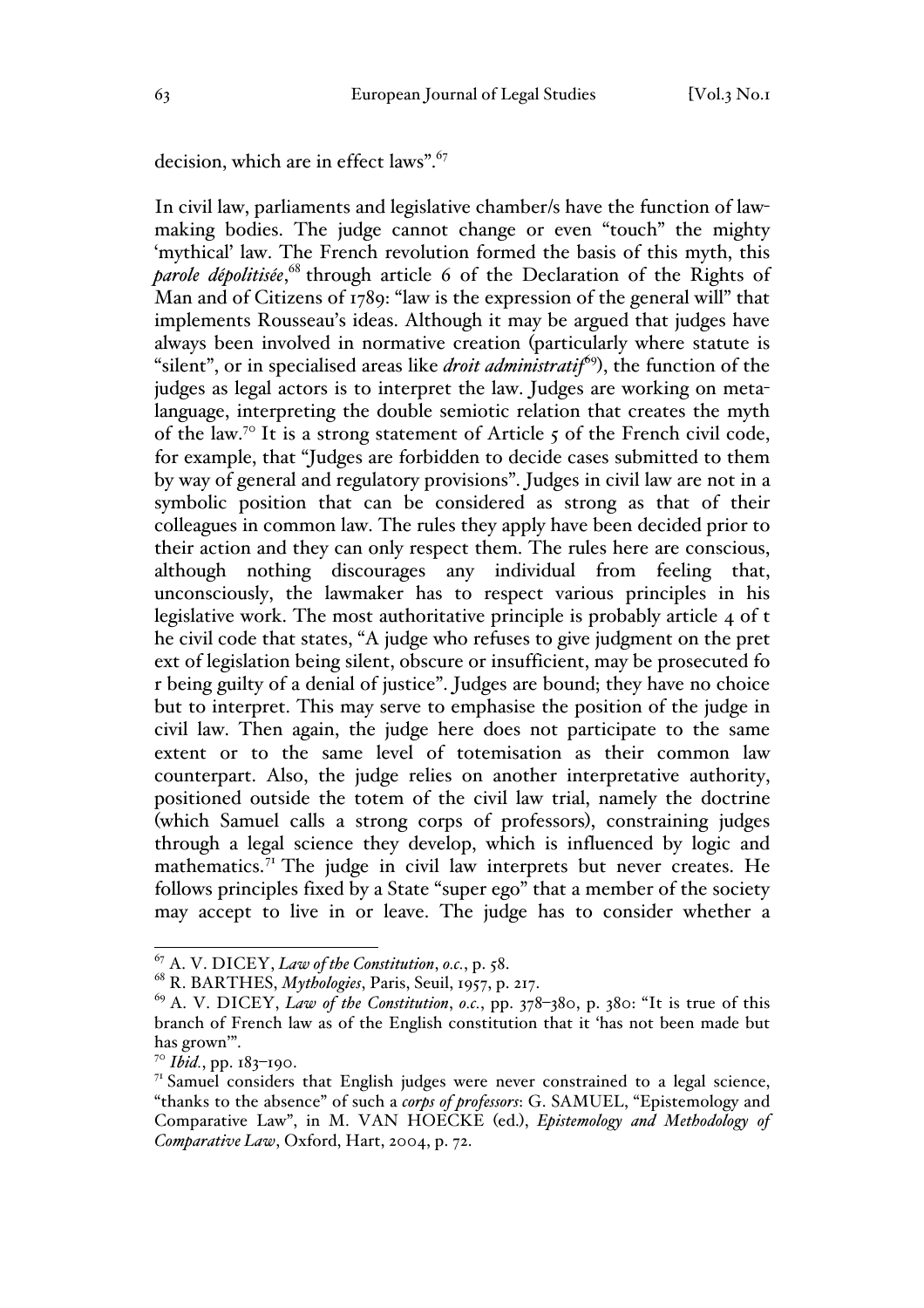decision, which are in effect laws".[67]

In civil law, parliaments and legislative chamber/s have the function of law-making bodies. The judge cannot change or even "touch" the mighty 'mythical' law. The French revolution formed the basis of this myth, this *parole dépolitisée*,[68] through article 6 of the Declaration of the Rights of Man and of Citizens of 1789: "law is the expression of the general will" that implements Rousseau's ideas. Although it may be argued that judges have always been involved in normative creation (particularly where statute is "silent", or in specialised areas like *droit administratif*[69]), the function of the judges as legal actors is to interpret the law. Judges are working on meta-language, interpreting the double semiotic relation that creates the myth of the law.[70] It is a strong statement of Article 5 of the French civil code, for example, that "Judges are forbidden to decide cases submitted to them by way of general and regulatory provisions". Judges in civil law are not in a symbolic position that can be considered as strong as that of their colleagues in common law. The rules they apply have been decided prior to their action and they can only respect them. The rules here are conscious, although nothing discourages any individual from feeling that, unconsciously, the lawmaker has to respect various principles in his legislative work. The most authoritative principle is probably article 4 of t he civil code that states, "A judge who refuses to give judgment on the pret ext of legislation being silent, obscure or insufficient, may be prosecuted fo r being guilty of a denial of justice". Judges are bound; they have no choice but to interpret. This may serve to emphasise the position of the judge in civil law. Then again, the judge here does not participate to the same extent or to the same level of totemisation as their common law counterpart. Also, the judge relies on another interpretative authority, positioned outside the totem of the civil law trial, namely the doctrine (which Samuel calls a strong corps of professors), constraining judges through a legal science they develop, which is influenced by logic and mathematics.[71] The judge in civil law interprets but never creates. He follows principles fixed by a State "super ego" that a member of the society may accept to live in or leave. The judge has to consider whether a

---

[67] A. V. DICEY, *Law of the Constitution*, *o.c.*, p. 58.

[68] R. BARTHES, *Mythologies*, Paris, Seuil, 1957, p. 217.

[69] A. V. DICEY, *Law of the Constitution*, *o.c.*, pp. 378–380, p. 380: "It is true of this branch of French law as of the English constitution that it 'has not been made but has grown'".

[70] *Ibid.*, pp. 183–190.

[71] Samuel considers that English judges were never constrained to a legal science, "thanks to the absence" of such a *corps of professors*: G. SAMUEL, "Epistemology and Comparative Law", in M. VAN HOECKE (ed.), *Epistemology and Methodology of Comparative Law*, Oxford, Hart, 2004, p. 72.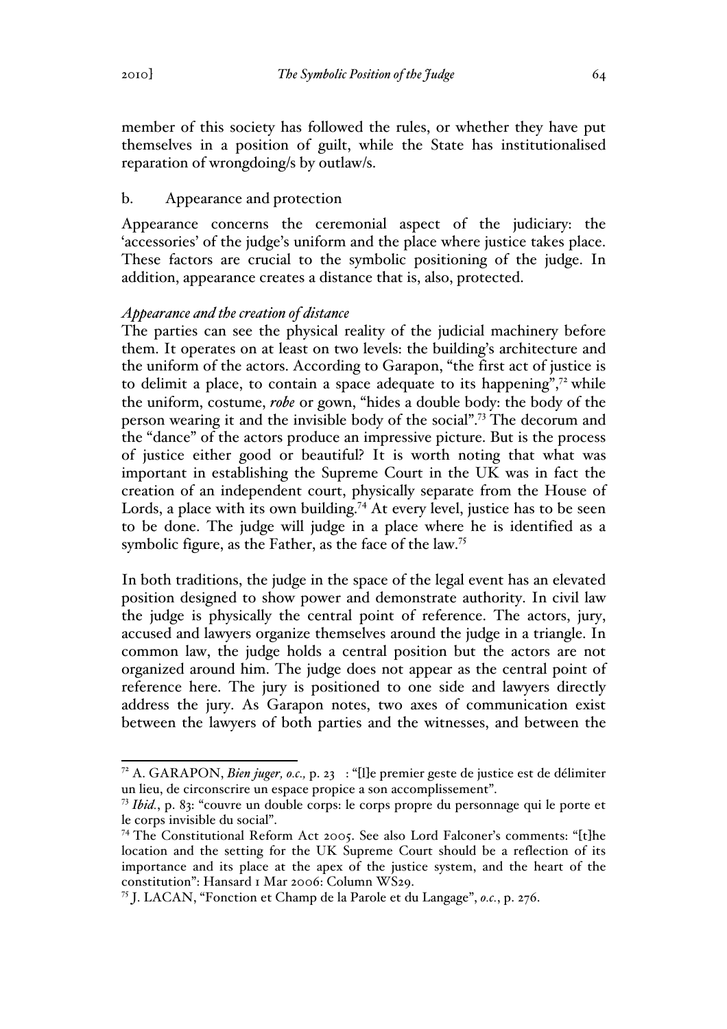member of this society has followed the rules, or whether they have put themselves in a position of guilt, while the State has institutionalised reparation of wrongdoing/s by outlaw/s.

### b. Appearance and protection

Appearance concerns the ceremonial aspect of the judiciary: the 'accessories' of the judge's uniform and the place where justice takes place. These factors are crucial to the symbolic positioning of the judge. In addition, appearance creates a distance that is, also, protected.

#### *Appearance and the creation of distance*

The parties can see the physical reality of the judicial machinery before them. It operates on at least on two levels: the building's architecture and the uniform of the actors. According to Garapon, "the first act of justice is to delimit a place, to contain a space adequate to its happening",[72] while the uniform, costume, *robe* or gown, "hides a double body: the body of the person wearing it and the invisible body of the social".[73] The decorum and the "dance" of the actors produce an impressive picture. But is the process of justice either good or beautiful? It is worth noting that what was important in establishing the Supreme Court in the UK was in fact the creation of an independent court, physically separate from the House of Lords, a place with its own building.[74] At every level, justice has to be seen to be done. The judge will judge in a place where he is identified as a symbolic figure, as the Father, as the face of the law.[75]

In both traditions, the judge in the space of the legal event has an elevated position designed to show power and demonstrate authority. In civil law the judge is physically the central point of reference. The actors, jury, accused and lawyers organize themselves around the judge in a triangle. In common law, the judge holds a central position but the actors are not organized around him. The judge does not appear as the central point of reference here. The jury is positioned to one side and lawyers directly address the jury. As Garapon notes, two axes of communication exist between the lawyers of both parties and the witnesses, and between the

---

[72] A. GARAPON, *Bien juger, o.c.,* p. 23 : "[l]e premier geste de justice est de délimiter un lieu, de circonscrire un espace propice a son accomplissement".

[73] *Ibid.*, p. 83: "couvre un double corps: le corps propre du personnage qui le porte et le corps invisible du social".

[74] The Constitutional Reform Act 2005. See also Lord Falconer's comments: "[t]he location and the setting for the UK Supreme Court should be a reflection of its importance and its place at the apex of the justice system, and the heart of the constitution": Hansard 1 Mar 2006: Column WS29.

[75] J. LACAN, "Fonction et Champ de la Parole et du Langage", *o.c.*, p. 276.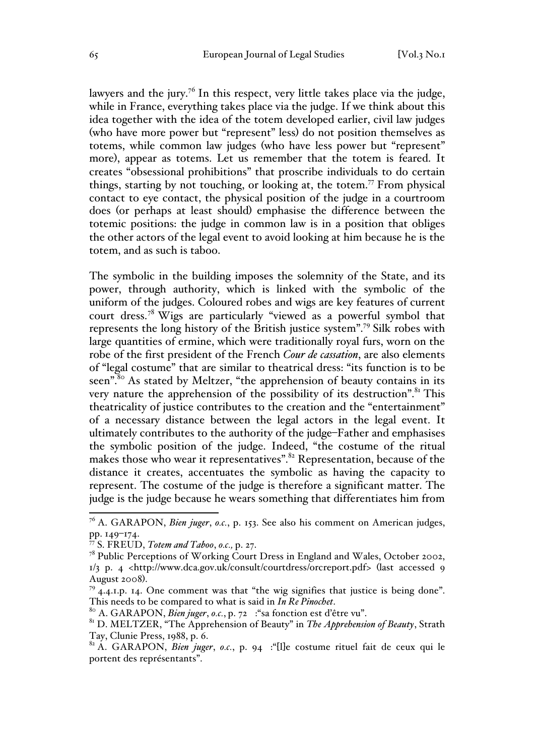lawyers and the jury.[76] In this respect, very little takes place via the judge, while in France, everything takes place via the judge. If we think about this idea together with the idea of the totem developed earlier, civil law judges (who have more power but "represent" less) do not position themselves as totems, while common law judges (who have less power but "represent" more), appear as totems. Let us remember that the totem is feared. It creates "obsessional prohibitions" that proscribe individuals to do certain things, starting by not touching, or looking at, the totem.[77] From physical contact to eye contact, the physical position of the judge in a courtroom does (or perhaps at least should) emphasise the difference between the totemic positions: the judge in common law is in a position that obliges the other actors of the legal event to avoid looking at him because he is the totem, and as such is taboo.

The symbolic in the building imposes the solemnity of the State, and its power, through authority, which is linked with the symbolic of the uniform of the judges. Coloured robes and wigs are key features of current court dress.[78] Wigs are particularly "viewed as a powerful symbol that represents the long history of the British justice system".[79] Silk robes with large quantities of ermine, which were traditionally royal furs, worn on the robe of the first president of the French *Cour de cassation*, are also elements of "legal costume" that are similar to theatrical dress: "its function is to be seen".[80] As stated by Meltzer, "the apprehension of beauty contains in its very nature the apprehension of the possibility of its destruction".[81] This theatricality of justice contributes to the creation and the "entertainment" of a necessary distance between the legal actors in the legal event. It ultimately contributes to the authority of the judge–Father and emphasises the symbolic position of the judge. Indeed, "the costume of the ritual makes those who wear it representatives".[82] Representation, because of the distance it creates, accentuates the symbolic as having the capacity to represent. The costume of the judge is therefore a significant matter. The judge is the judge because he wears something that differentiates him from

---

[76] A. GARAPON, *Bien juger*, *o.c.*, p. 153. See also his comment on American judges, pp. 149–174.

[77] S. FREUD, *Totem and Taboo*, *o.c.,* p. 27.

[78] Public Perceptions of Working Court Dress in England and Wales, October 2002, 1/3 p. 4 <http://www.dca.gov.uk/consult/courtdress/orcreport.pdf> (last accessed 9 August 2008).

[79] 4.4.1.p. 14. One comment was that "the wig signifies that justice is being done". This needs to be compared to what is said in *In Re Pinochet*.

[80] A. GARAPON, *Bien juger*, *o.c.*, p. 72 :"sa fonction est d'être vu".

[81] D. MELTZER, "The Apprehension of Beauty" in *The Apprehension of Beauty*, Strath Tay, Clunie Press, 1988, p. 6.

[82] A. GARAPON, *Bien juger*, *o.c.*, p. 94 :"[l]e costume rituel fait de ceux qui le portent des représentants".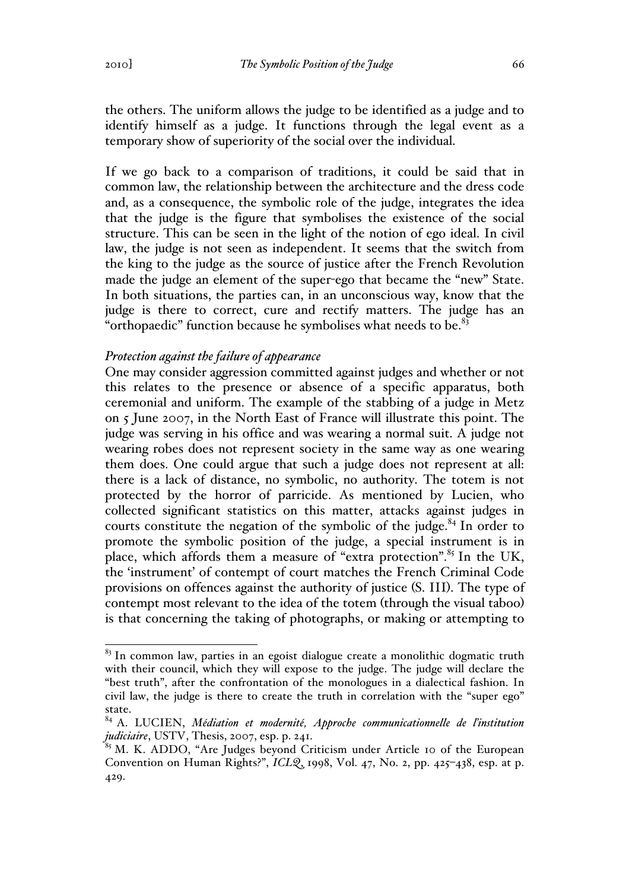the others. The uniform allows the judge to be identified as a judge and to identify himself as a judge. It functions through the legal event as a temporary show of superiority of the social over the individual.

If we go back to a comparison of traditions, it could be said that in common law, the relationship between the architecture and the dress code and, as a consequence, the symbolic role of the judge, integrates the idea that the judge is the figure that symbolises the existence of the social structure. This can be seen in the light of the notion of ego ideal. In civil law, the judge is not seen as independent. It seems that the switch from the king to the judge as the source of justice after the French Revolution made the judge an element of the super-ego that became the "new" State. In both situations, the parties can, in an unconscious way, know that the judge is there to correct, cure and rectify matters. The judge has an "orthopaedic" function because he symbolises what needs to be.[83]

*Protection against the failure of appearance*

One may consider aggression committed against judges and whether or not this relates to the presence or absence of a specific apparatus, both ceremonial and uniform. The example of the stabbing of a judge in Metz on 5 June 2007, in the North East of France will illustrate this point. The judge was serving in his office and was wearing a normal suit. A judge not wearing robes does not represent society in the same way as one wearing them does. One could argue that such a judge does not represent at all: there is a lack of distance, no symbolic, no authority. The totem is not protected by the horror of parricide. As mentioned by Lucien, who collected significant statistics on this matter, attacks against judges in courts constitute the negation of the symbolic of the judge.[84] In order to promote the symbolic position of the judge, a special instrument is in place, which affords them a measure of "extra protection".[85] In the UK, the 'instrument' of contempt of court matches the French Criminal Code provisions on offences against the authority of justice (S. III). The type of contempt most relevant to the idea of the totem (through the visual taboo) is that concerning the taking of photographs, or making or attempting to

---

[83] In common law, parties in an egoist dialogue create a monolithic dogmatic truth with their council, which they will expose to the judge. The judge will declare the "best truth", after the confrontation of the monologues in a dialectical fashion. In civil law, the judge is there to create the truth in correlation with the "super ego" state.

[84] A. LUCIEN, *Médiation et modernité, Approche communicationnelle de l'institution judiciaire*, USTV, Thesis, 2007, esp. p. 241.

[85] M. K. ADDO, "Are Judges beyond Criticism under Article 10 of the European Convention on Human Rights?", *ICLQ*, 1998, Vol. 47, No. 2, pp. 425–438, esp. at p. 429.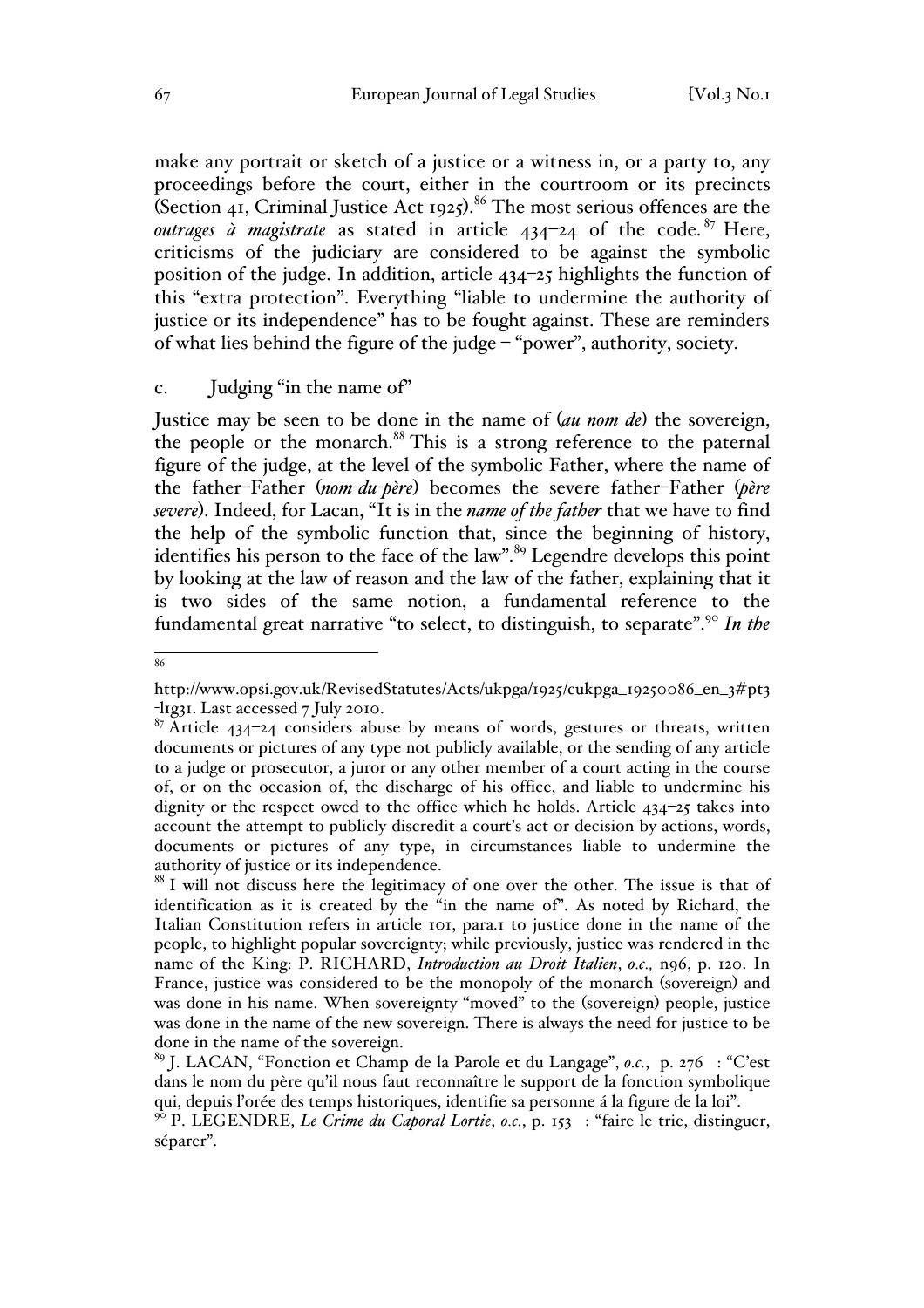make any portrait or sketch of a justice or a witness in, or a party to, any proceedings before the court, either in the courtroom or its precincts (Section 41, Criminal Justice Act 1925).[86] The most serious offences are the *outrages à magistrate* as stated in article 434–24 of the code.[87] Here, criticisms of the judiciary are considered to be against the symbolic position of the judge. In addition, article 434–25 highlights the function of this "extra protection". Everything "liable to undermine the authority of justice or its independence" has to be fought against. These are reminders of what lies behind the figure of the judge – "power", authority, society.

### c. Judging "in the name of"

Justice may be seen to be done in the name of (*au nom de*) the sovereign, the people or the monarch.[88] This is a strong reference to the paternal figure of the judge, at the level of the symbolic Father, where the name of the father–Father (*nom-du-père*) becomes the severe father–Father (*père severe*). Indeed, for Lacan, "It is in the *name of the father* that we have to find the help of the symbolic function that, since the beginning of history, identifies his person to the face of the law".[89] Legendre develops this point by looking at the law of reason and the law of the father, explaining that it is two sides of the same notion, a fundamental reference to the fundamental great narrative "to select, to distinguish, to separate".[90] *In the*

---

[86] http://www.opsi.gov.uk/RevisedStatutes/Acts/ukpga/1925/cukpga_19250086_en_3#pt3-l1g31. Last accessed 7 July 2010.

[87] Article 434–24 considers abuse by means of words, gestures or threats, written documents or pictures of any type not publicly available, or the sending of any article to a judge or prosecutor, a juror or any other member of a court acting in the course of, or on the occasion of, the discharge of his office, and liable to undermine his dignity or the respect owed to the office which he holds. Article 434–25 takes into account the attempt to publicly discredit a court's act or decision by actions, words, documents or pictures of any type, in circumstances liable to undermine the authority of justice or its independence.

[88] I will not discuss here the legitimacy of one over the other. The issue is that of identification as it is created by the "in the name of". As noted by Richard, the Italian Constitution refers in article 101, para.1 to justice done in the name of the people, to highlight popular sovereignty; while previously, justice was rendered in the name of the King: P. RICHARD, *Introduction au Droit Italien*, *o.c.,* n96, p. 120. In France, justice was considered to be the monopoly of the monarch (sovereign) and was done in his name. When sovereignty "moved" to the (sovereign) people, justice was done in the name of the new sovereign. There is always the need for justice to be done in the name of the sovereign.

[89] J. LACAN, "Fonction et Champ de la Parole et du Langage", *o.c.*, p. 276 : "C'est dans le nom du père qu'il nous faut reconnaître le support de la fonction symbolique qui, depuis l'orée des temps historiques, identifie sa personne á la figure de la loi".

[90] P. LEGENDRE, *Le Crime du Caporal Lortie*, *o.c.*, p. 153 : "faire le trie, distinguer, séparer".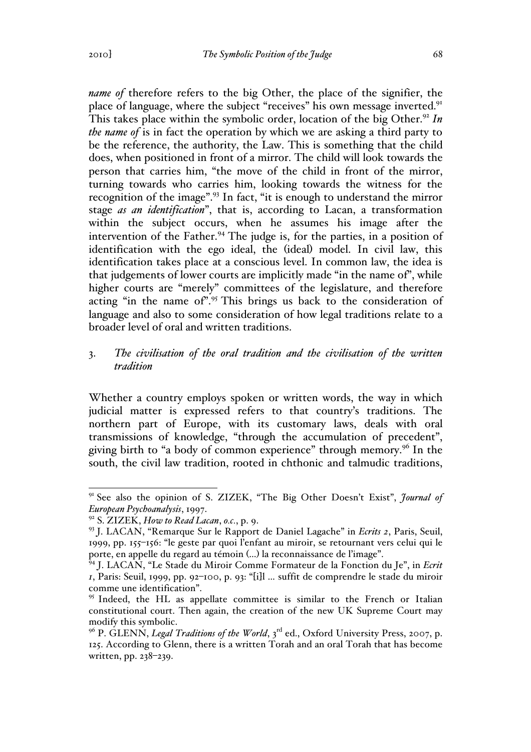*name of* therefore refers to the big Other, the place of the signifier, the place of language, where the subject "receives" his own message inverted.[91] This takes place within the symbolic order, location of the big Other.[92] *In the name of* is in fact the operation by which we are asking a third party to be the reference, the authority, the Law. This is something that the child does, when positioned in front of a mirror. The child will look towards the person that carries him, "the move of the child in front of the mirror, turning towards who carries him, looking towards the witness for the recognition of the image".[93] In fact, "it is enough to understand the mirror stage *as an identification*", that is, according to Lacan, a transformation within the subject occurs, when he assumes his image after the intervention of the Father.[94] The judge is, for the parties, in a position of identification with the ego ideal, the (ideal) model. In civil law, this identification takes place at a conscious level. In common law, the idea is that judgements of lower courts are implicitly made "in the name of", while higher courts are "merely" committees of the legislature, and therefore acting "in the name of".[95] This brings us back to the consideration of language and also to some consideration of how legal traditions relate to a broader level of oral and written traditions.

### 3. *The civilisation of the oral tradition and the civilisation of the written tradition*

Whether a country employs spoken or written words, the way in which judicial matter is expressed refers to that country's traditions. The northern part of Europe, with its customary laws, deals with oral transmissions of knowledge, "through the accumulation of precedent", giving birth to "a body of common experience" through memory.[96] In the south, the civil law tradition, rooted in chthonic and talmudic traditions,

---

[91] See also the opinion of S. ZIZEK, "The Big Other Doesn't Exist", *Journal of European Psychoanalysis*, 1997.

[92] S. ZIZEK, *How to Read Lacan*, *o.c.*, p. 9.

[93] J. LACAN, "Remarque Sur le Rapport de Daniel Lagache" in *Ecrits 2*, Paris, Seuil, 1999, pp. 155–156: "le geste par quoi l'enfant au miroir, se retournant vers celui qui le porte, en appelle du regard au témoin (...) la reconnaissance de l'image".

[94] J. LACAN, "Le Stade du Miroir Comme Formateur de la Fonction du Je", in *Ecrit 1*, Paris: Seuil, 1999, pp. 92–100, p. 93: "[i]l ... suffit de comprendre le stade du miroir comme une identification".

[95] Indeed, the HL as appellate committee is similar to the French or Italian constitutional court. Then again, the creation of the new UK Supreme Court may modify this symbolic.

[96] P. GLENN, *Legal Traditions of the World*, 3rd ed., Oxford University Press, 2007, p. 125. According to Glenn, there is a written Torah and an oral Torah that has become written, pp. 238–239.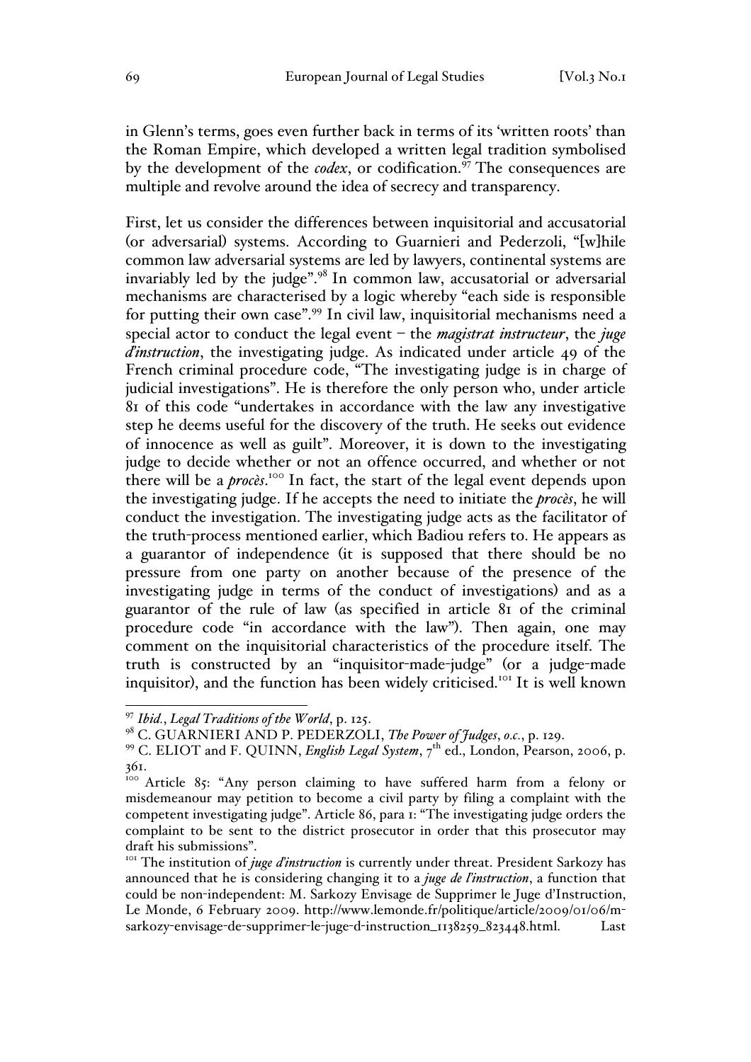in Glenn's terms, goes even further back in terms of its 'written roots' than the Roman Empire, which developed a written legal tradition symbolised by the development of the *codex*, or codification.[97] The consequences are multiple and revolve around the idea of secrecy and transparency.

First, let us consider the differences between inquisitorial and accusatorial (or adversarial) systems. According to Guarnieri and Pederzoli, "[w]hile common law adversarial systems are led by lawyers, continental systems are invariably led by the judge".[98] In common law, accusatorial or adversarial mechanisms are characterised by a logic whereby "each side is responsible for putting their own case".[99] In civil law, inquisitorial mechanisms need a special actor to conduct the legal event – the *magistrat instructeur*, the *juge d'instruction*, the investigating judge. As indicated under article 49 of the French criminal procedure code, "The investigating judge is in charge of judicial investigations". He is therefore the only person who, under article 81 of this code "undertakes in accordance with the law any investigative step he deems useful for the discovery of the truth. He seeks out evidence of innocence as well as guilt". Moreover, it is down to the investigating judge to decide whether or not an offence occurred, and whether or not there will be a *procès*.[100] In fact, the start of the legal event depends upon the investigating judge. If he accepts the need to initiate the *procès*, he will conduct the investigation. The investigating judge acts as the facilitator of the truth-process mentioned earlier, which Badiou refers to. He appears as a guarantor of independence (it is supposed that there should be no pressure from one party on another because of the presence of the investigating judge in terms of the conduct of investigations) and as a guarantor of the rule of law (as specified in article 81 of the criminal procedure code "in accordance with the law"). Then again, one may comment on the inquisitorial characteristics of the procedure itself. The truth is constructed by an "inquisitor-made-judge" (or a judge-made inquisitor), and the function has been widely criticised.[101] It is well known

---

[97] *Ibid.*, *Legal Traditions of the World*, p. 125.

[98] C. GUARNIERI AND P. PEDERZOLI, *The Power of Judges*, *o.c.*, p. 129.

[99] C. ELIOT and F. QUINN, *English Legal System*, 7th ed., London, Pearson, 2006, p. 361.

[100] Article 85: "Any person claiming to have suffered harm from a felony or misdemeanour may petition to become a civil party by filing a complaint with the competent investigating judge". Article 86, para 1: "The investigating judge orders the complaint to be sent to the district prosecutor in order that this prosecutor may draft his submissions".

[101] The institution of *juge d'instruction* is currently under threat. President Sarkozy has announced that he is considering changing it to a *juge de l'instruction*, a function that could be non-independent: M. Sarkozy Envisage de Supprimer le Juge d'Instruction, Le Monde, 6 February 2009. http://www.lemonde.fr/politique/article/2009/01/06/m-sarkozy-envisage-de-supprimer-le-juge-d-instruction_1138259_823448.html. Last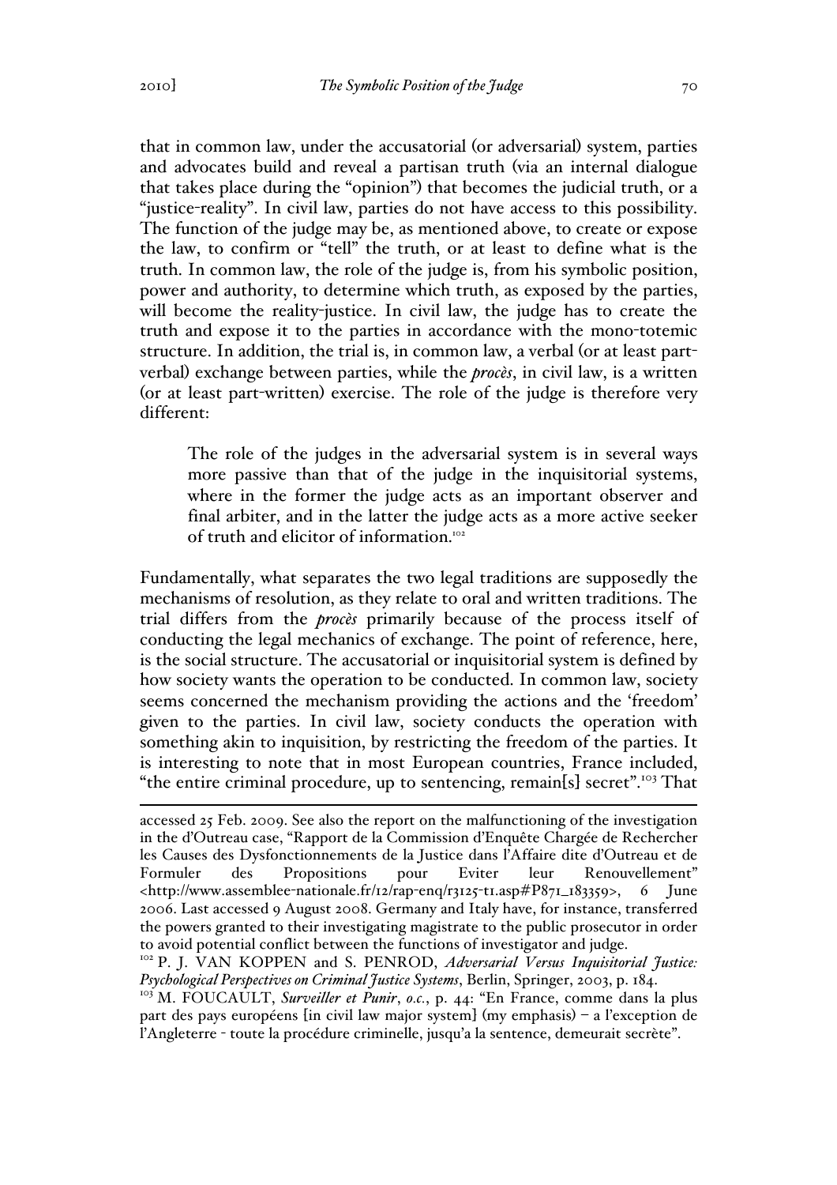that in common law, under the accusatorial (or adversarial) system, parties and advocates build and reveal a partisan truth (via an internal dialogue that takes place during the "opinion") that becomes the judicial truth, or a "justice-reality". In civil law, parties do not have access to this possibility. The function of the judge may be, as mentioned above, to create or expose the law, to confirm or "tell" the truth, or at least to define what is the truth. In common law, the role of the judge is, from his symbolic position, power and authority, to determine which truth, as exposed by the parties, will become the reality-justice. In civil law, the judge has to create the truth and expose it to the parties in accordance with the mono-totemic structure. In addition, the trial is, in common law, a verbal (or at least part-verbal) exchange between parties, while the *procès*, in civil law, is a written (or at least part-written) exercise. The role of the judge is therefore very different:

> The role of the judges in the adversarial system is in several ways more passive than that of the judge in the inquisitorial systems, where in the former the judge acts as an important observer and final arbiter, and in the latter the judge acts as a more active seeker of truth and elicitor of information.[102]

Fundamentally, what separates the two legal traditions are supposedly the mechanisms of resolution, as they relate to oral and written traditions. The trial differs from the *procès* primarily because of the process itself of conducting the legal mechanics of exchange. The point of reference, here, is the social structure. The accusatorial or inquisitorial system is defined by how society wants the operation to be conducted. In common law, society seems concerned the mechanism providing the actions and the 'freedom' given to the parties. In civil law, society conducts the operation with something akin to inquisition, by restricting the freedom of the parties. It is interesting to note that in most European countries, France included, "the entire criminal procedure, up to sentencing, remain[s] secret".[103] That

---

accessed 25 Feb. 2009. See also the report on the malfunctioning of the investigation in the d'Outreau case, "Rapport de la Commission d'Enquête Chargée de Rechercher les Causes des Dysfonctionnements de la Justice dans l'Affaire dite d'Outreau et de Formuler des Propositions pour Eviter leur Renouvellement" <http://www.assemblee-nationale.fr/12/rap-enq/r3125-t1.asp#P871_183359>, 6 June 2006. Last accessed 9 August 2008. Germany and Italy have, for instance, transferred the powers granted to their investigating magistrate to the public prosecutor in order to avoid potential conflict between the functions of investigator and judge.

[102] P. J. VAN KOPPEN and S. PENROD, *Adversarial Versus Inquisitorial Justice: Psychological Perspectives on Criminal Justice Systems*, Berlin, Springer, 2003, p. 184.

[103] M. FOUCAULT, *Surveiller et Punir*, *o.c.*, p. 44: "En France, comme dans la plus part des pays européens [in civil law major system] (my emphasis) – a l'exception de l'Angleterre - toute la procédure criminelle, jusqu'a la sentence, demeurait secrète".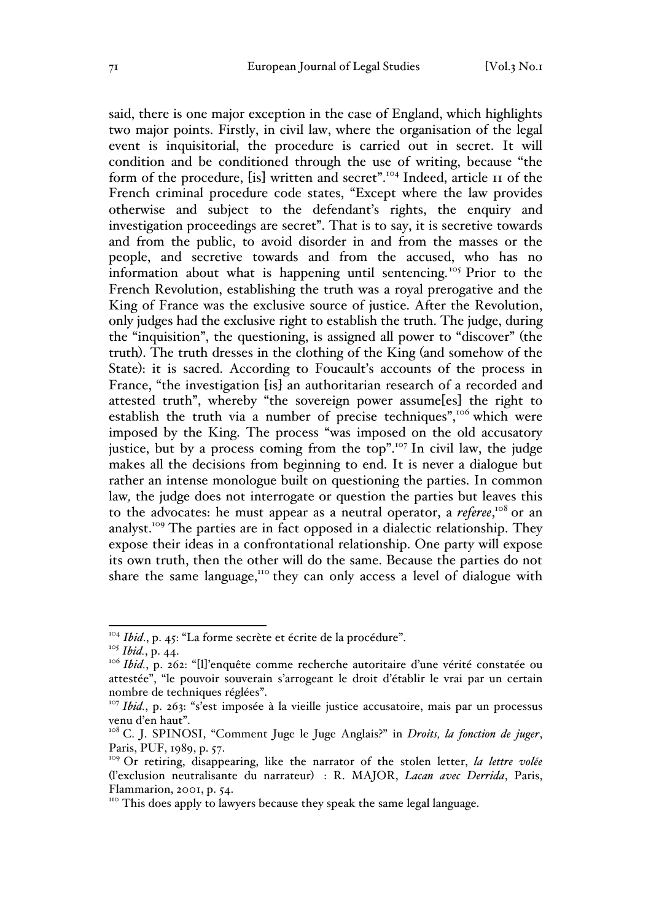said, there is one major exception in the case of England, which highlights two major points. Firstly, in civil law, where the organisation of the legal event is inquisitorial, the procedure is carried out in secret. It will condition and be conditioned through the use of writing, because "the form of the procedure, [is] written and secret".[104] Indeed, article 11 of the French criminal procedure code states, "Except where the law provides otherwise and subject to the defendant's rights, the enquiry and investigation proceedings are secret". That is to say, it is secretive towards and from the public, to avoid disorder in and from the masses or the people, and secretive towards and from the accused, who has no information about what is happening until sentencing.[105] Prior to the French Revolution, establishing the truth was a royal prerogative and the King of France was the exclusive source of justice. After the Revolution, only judges had the exclusive right to establish the truth. The judge, during the "inquisition", the questioning, is assigned all power to "discover" (the truth). The truth dresses in the clothing of the King (and somehow of the State): it is sacred. According to Foucault's accounts of the process in France, "the investigation [is] an authoritarian research of a recorded and attested truth", whereby "the sovereign power assume[es] the right to establish the truth via a number of precise techniques",[106] which were imposed by the King. The process "was imposed on the old accusatory justice, but by a process coming from the top".[107] In civil law, the judge makes all the decisions from beginning to end. It is never a dialogue but rather an intense monologue built on questioning the parties. In common law*,* the judge does not interrogate or question the parties but leaves this to the advocates: he must appear as a neutral operator, a *referee*,[108] or an analyst.[109] The parties are in fact opposed in a dialectic relationship. They expose their ideas in a confrontational relationship. One party will expose its own truth, then the other will do the same. Because the parties do not share the same language,[110] they can only access a level of dialogue with

---

[104] *Ibid*., p. 45: "La forme secrète et écrite de la procédure".

[105] *Ibid.*, p. 44.

[106] *Ibid.*, p. 262: "[l]'enquête comme recherche autoritaire d'une vérité constatée ou attestée", "le pouvoir souverain s'arrogeant le droit d'établir le vrai par un certain nombre de techniques réglées".

[107] *Ibid.*, p. 263: "s'est imposée à la vieille justice accusatoire, mais par un processus venu d'en haut".

[108] C. J. SPINOSI, "Comment Juge le Juge Anglais?" in *Droits, la fonction de juger*, Paris, PUF, 1989, p. 57.

[109] Or retiring, disappearing, like the narrator of the stolen letter, *la lettre volée* (l'exclusion neutralisante du narrateur) : R. MAJOR, *Lacan avec Derrida*, Paris, Flammarion, 2001, p. 54.

[110] This does apply to lawyers because they speak the same legal language.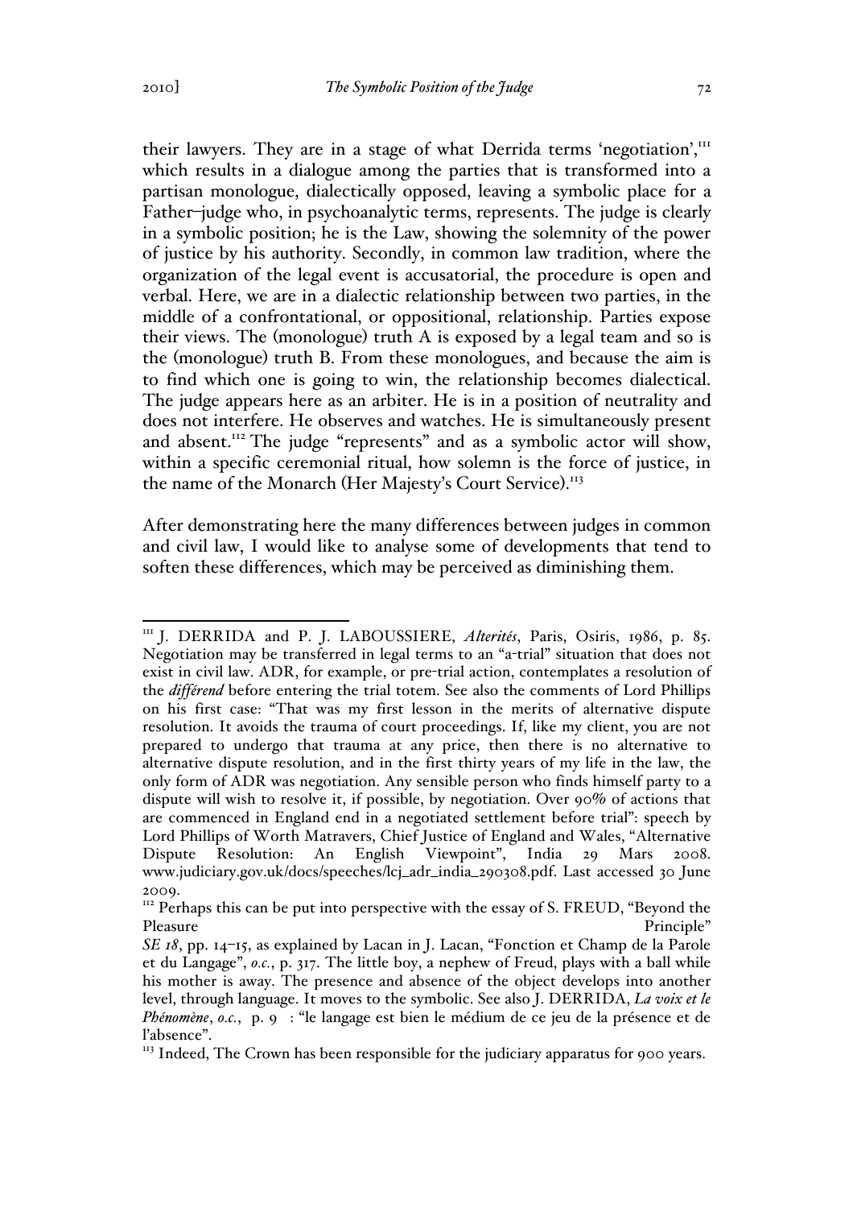their lawyers. They are in a stage of what Derrida terms 'negotiation',[111] which results in a dialogue among the parties that is transformed into a partisan monologue, dialectically opposed, leaving a symbolic place for a Father–judge who, in psychoanalytic terms, represents. The judge is clearly in a symbolic position; he is the Law, showing the solemnity of the power of justice by his authority. Secondly, in common law tradition, where the organization of the legal event is accusatorial, the procedure is open and verbal. Here, we are in a dialectic relationship between two parties, in the middle of a confrontational, or oppositional, relationship. Parties expose their views. The (monologue) truth A is exposed by a legal team and so is the (monologue) truth B. From these monologues, and because the aim is to find which one is going to win, the relationship becomes dialectical. The judge appears here as an arbiter. He is in a position of neutrality and does not interfere. He observes and watches. He is simultaneously present and absent.[112] The judge "represents" and as a symbolic actor will show, within a specific ceremonial ritual, how solemn is the force of justice, in the name of the Monarch (Her Majesty's Court Service).[113]

After demonstrating here the many differences between judges in common and civil law, I would like to analyse some of developments that tend to soften these differences, which may be perceived as diminishing them.

---

[111] J. DERRIDA and P. J. LABOUSSIERE, *Alterités*, Paris, Osiris, 1986, p. 85. Negotiation may be transferred in legal terms to an "a-trial" situation that does not exist in civil law. ADR, for example, or pre-trial action, contemplates a resolution of the *différend* before entering the trial totem. See also the comments of Lord Phillips on his first case: "That was my first lesson in the merits of alternative dispute resolution. It avoids the trauma of court proceedings. If, like my client, you are not prepared to undergo that trauma at any price, then there is no alternative to alternative dispute resolution, and in the first thirty years of my life in the law, the only form of ADR was negotiation. Any sensible person who finds himself party to a dispute will wish to resolve it, if possible, by negotiation. Over 90% of actions that are commenced in England end in a negotiated settlement before trial": speech by Lord Phillips of Worth Matravers, Chief Justice of England and Wales, "Alternative Dispute Resolution: An English Viewpoint", India 29 Mars 2008. www.judiciary.gov.uk/docs/speeches/lcj_adr_india_290308.pdf. Last accessed 30 June 2009.

[112] Perhaps this can be put into perspective with the essay of S. FREUD, "Beyond the Pleasure Principle" *SE 18*, pp. 14–15, as explained by Lacan in J. Lacan, "Fonction et Champ de la Parole et du Langage", *o.c.*, p. 317. The little boy, a nephew of Freud, plays with a ball while his mother is away. The presence and absence of the object develops into another level, through language. It moves to the symbolic. See also J. DERRIDA, *La voix et le Phénomène*, *o.c.*, p. 9 : "le langage est bien le médium de ce jeu de la présence et de l'absence".

[113] Indeed, The Crown has been responsible for the judiciary apparatus for 900 years.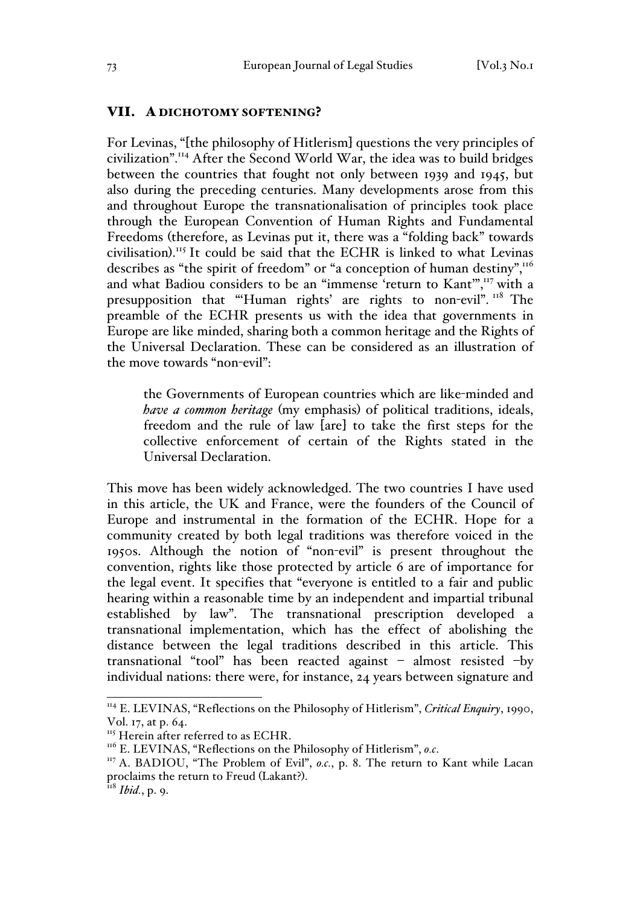## VII. A DICHOTOMY SOFTENING?

For Levinas, "[the philosophy of Hitlerism] questions the very principles of civilization".[114] After the Second World War, the idea was to build bridges between the countries that fought not only between 1939 and 1945, but also during the preceding centuries. Many developments arose from this and throughout Europe the transnationalisation of principles took place through the European Convention of Human Rights and Fundamental Freedoms (therefore, as Levinas put it, there was a "folding back" towards civilisation).[115] It could be said that the ECHR is linked to what Levinas describes as "the spirit of freedom" or "a conception of human destiny",[116] and what Badiou considers to be an "immense 'return to Kant'",[117] with a presupposition that "'Human rights' are rights to non-evil".[118] The preamble of the ECHR presents us with the idea that governments in Europe are like minded, sharing both a common heritage and the Rights of the Universal Declaration. These can be considered as an illustration of the move towards "non-evil":

> the Governments of European countries which are like-minded and *have a common heritage* (my emphasis) of political traditions, ideals, freedom and the rule of law [are] to take the first steps for the collective enforcement of certain of the Rights stated in the Universal Declaration.

This move has been widely acknowledged. The two countries I have used in this article, the UK and France, were the founders of the Council of Europe and instrumental in the formation of the ECHR. Hope for a community created by both legal traditions was therefore voiced in the 1950s. Although the notion of "non-evil" is present throughout the convention, rights like those protected by article 6 are of importance for the legal event. It specifies that "everyone is entitled to a fair and public hearing within a reasonable time by an independent and impartial tribunal established by law". The transnational prescription developed a transnational implementation, which has the effect of abolishing the distance between the legal traditions described in this article. This transnational "tool" has been reacted against – almost resisted –by individual nations: there were, for instance, 24 years between signature and

---

[114] E. LEVINAS, "Reflections on the Philosophy of Hitlerism", *Critical Enquiry*, 1990, Vol. 17, at p. 64.

[115] Herein after referred to as ECHR.

[116] E. LEVINAS, "Reflections on the Philosophy of Hitlerism", *o.c.*

[117] A. BADIOU, "The Problem of Evil", *o.c.*, p. 8. The return to Kant while Lacan proclaims the return to Freud (Lakant?).

[118] *Ibid.*, p. 9.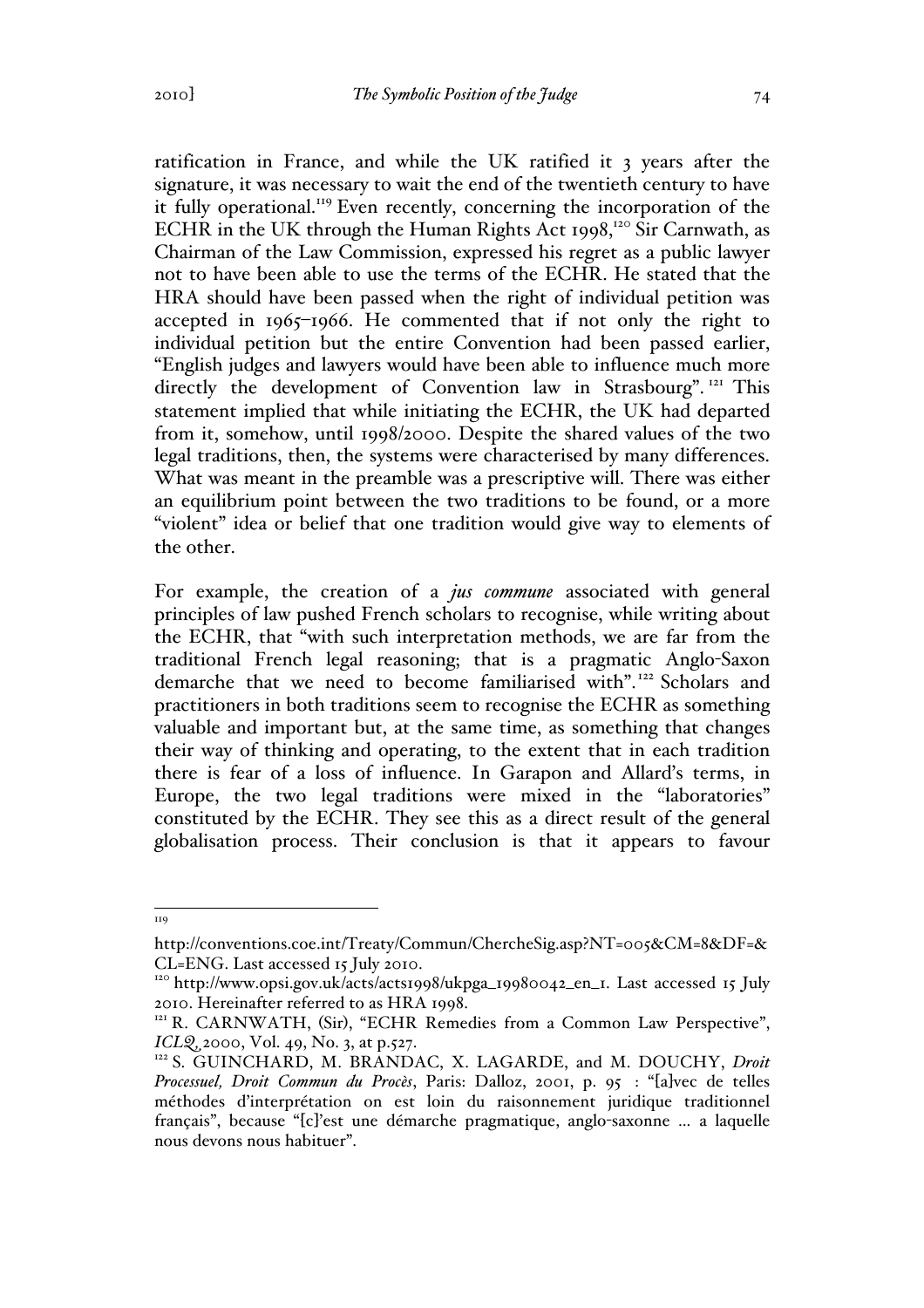ratification in France, and while the UK ratified it 3 years after the signature, it was necessary to wait the end of the twentieth century to have it fully operational.[119] Even recently, concerning the incorporation of the ECHR in the UK through the Human Rights Act 1998,[120] Sir Carnwath, as Chairman of the Law Commission, expressed his regret as a public lawyer not to have been able to use the terms of the ECHR. He stated that the HRA should have been passed when the right of individual petition was accepted in 1965–1966. He commented that if not only the right to individual petition but the entire Convention had been passed earlier, "English judges and lawyers would have been able to influence much more directly the development of Convention law in Strasbourg".[121] This statement implied that while initiating the ECHR, the UK had departed from it, somehow, until 1998/2000. Despite the shared values of the two legal traditions, then, the systems were characterised by many differences. What was meant in the preamble was a prescriptive will. There was either an equilibrium point between the two traditions to be found, or a more "violent" idea or belief that one tradition would give way to elements of the other.

For example, the creation of a *jus commune* associated with general principles of law pushed French scholars to recognise, while writing about the ECHR, that "with such interpretation methods, we are far from the traditional French legal reasoning; that is a pragmatic Anglo-Saxon demarche that we need to become familiarised with".[122] Scholars and practitioners in both traditions seem to recognise the ECHR as something valuable and important but, at the same time, as something that changes their way of thinking and operating, to the extent that in each tradition there is fear of a loss of influence. In Garapon and Allard's terms, in Europe, the two legal traditions were mixed in the "laboratories" constituted by the ECHR. They see this as a direct result of the general globalisation process. Their conclusion is that it appears to favour

---

[119] http://conventions.coe.int/Treaty/Commun/ChercheSig.asp?NT=005&CM=8&DF=&CL=ENG. Last accessed 15 July 2010.

[120] http://www.opsi.gov.uk/acts/acts1998/ukpga_19980042_en_1. Last accessed 15 July 2010. Hereinafter referred to as HRA 1998.

[121] R. CARNWATH, (Sir), "ECHR Remedies from a Common Law Perspective", *ICLQ*, 2000, Vol. 49, No. 3, at p.527.

[122] S. GUINCHARD, M. BRANDAC, X. LAGARDE, and M. DOUCHY, *Droit Processuel, Droit Commun du Procès*, Paris: Dalloz, 2001, p. 95 : "[a]vec de telles méthodes d'interprétation on est loin du raisonnement juridique traditionnel français", because "[c]'est une démarche pragmatique, anglo-saxonne ... a laquelle nous devons nous habituer".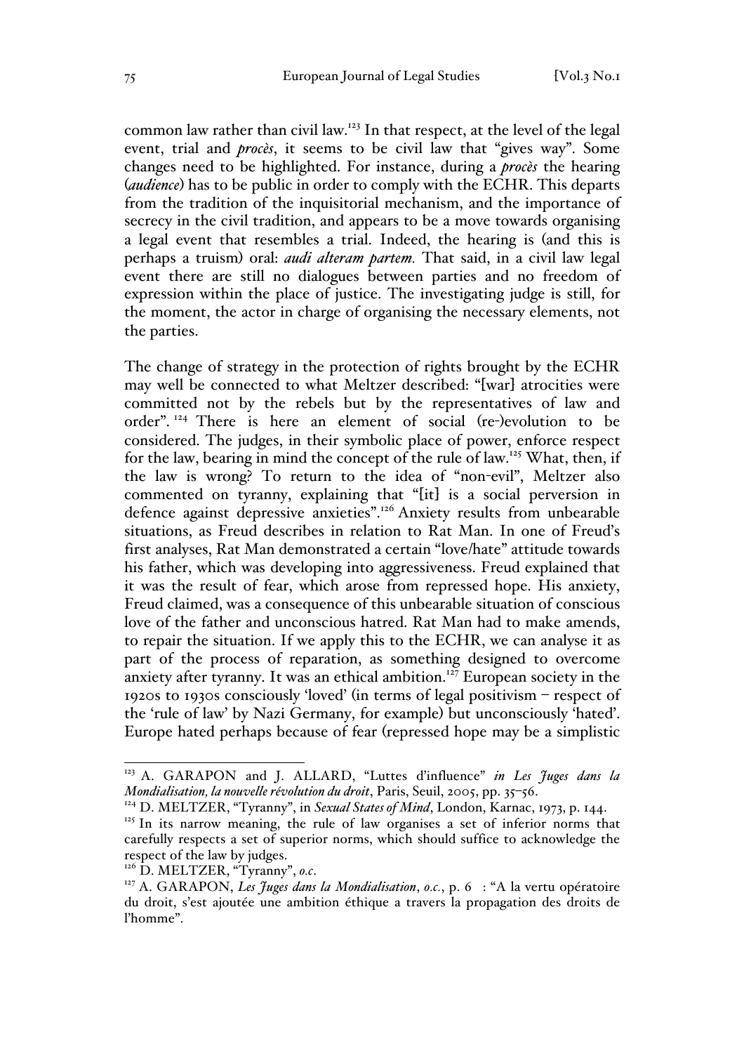common law rather than civil law.[123] In that respect, at the level of the legal event, trial and *procès*, it seems to be civil law that "gives way". Some changes need to be highlighted. For instance, during a *procès* the hearing (*audience*) has to be public in order to comply with the ECHR. This departs from the tradition of the inquisitorial mechanism, and the importance of secrecy in the civil tradition, and appears to be a move towards organising a legal event that resembles a trial. Indeed, the hearing is (and this is perhaps a truism) oral: *audi alteram partem.* That said, in a civil law legal event there are still no dialogues between parties and no freedom of expression within the place of justice. The investigating judge is still, for the moment, the actor in charge of organising the necessary elements, not the parties.

The change of strategy in the protection of rights brought by the ECHR may well be connected to what Meltzer described: "[war] atrocities were committed not by the rebels but by the representatives of law and order". [124] There is here an element of social (re-)evolution to be considered. The judges, in their symbolic place of power, enforce respect for the law, bearing in mind the concept of the rule of law.[125] What, then, if the law is wrong? To return to the idea of "non-evil", Meltzer also commented on tyranny, explaining that "[it] is a social perversion in defence against depressive anxieties".[126] Anxiety results from unbearable situations, as Freud describes in relation to Rat Man. In one of Freud's first analyses, Rat Man demonstrated a certain "love/hate" attitude towards his father, which was developing into aggressiveness. Freud explained that it was the result of fear, which arose from repressed hope. His anxiety, Freud claimed, was a consequence of this unbearable situation of conscious love of the father and unconscious hatred. Rat Man had to make amends, to repair the situation. If we apply this to the ECHR, we can analyse it as part of the process of reparation, as something designed to overcome anxiety after tyranny. It was an ethical ambition.[127] European society in the 1920s to 1930s consciously 'loved' (in terms of legal positivism – respect of the 'rule of law' by Nazi Germany, for example) but unconsciously 'hated'. Europe hated perhaps because of fear (repressed hope may be a simplistic

---

[123] A. GARAPON and J. ALLARD, "Luttes d'influence" *in Les Juges dans la Mondialisation, la nouvelle révolution du droit*, Paris, Seuil, 2005, pp. 35–56.

[124] D. MELTZER, "Tyranny", in *Sexual States of Mind*, London, Karnac, 1973, p. 144.

[125] In its narrow meaning, the rule of law organises a set of inferior norms that carefully respects a set of superior norms, which should suffice to acknowledge the respect of the law by judges.

[126] D. MELTZER, "Tyranny", *o.c.*

[127] A. GARAPON, *Les Juges dans la Mondialisation*, *o.c.*, p. 6 : "A la vertu opératoire du droit, s'est ajoutée une ambition éthique a travers la propagation des droits de l'homme".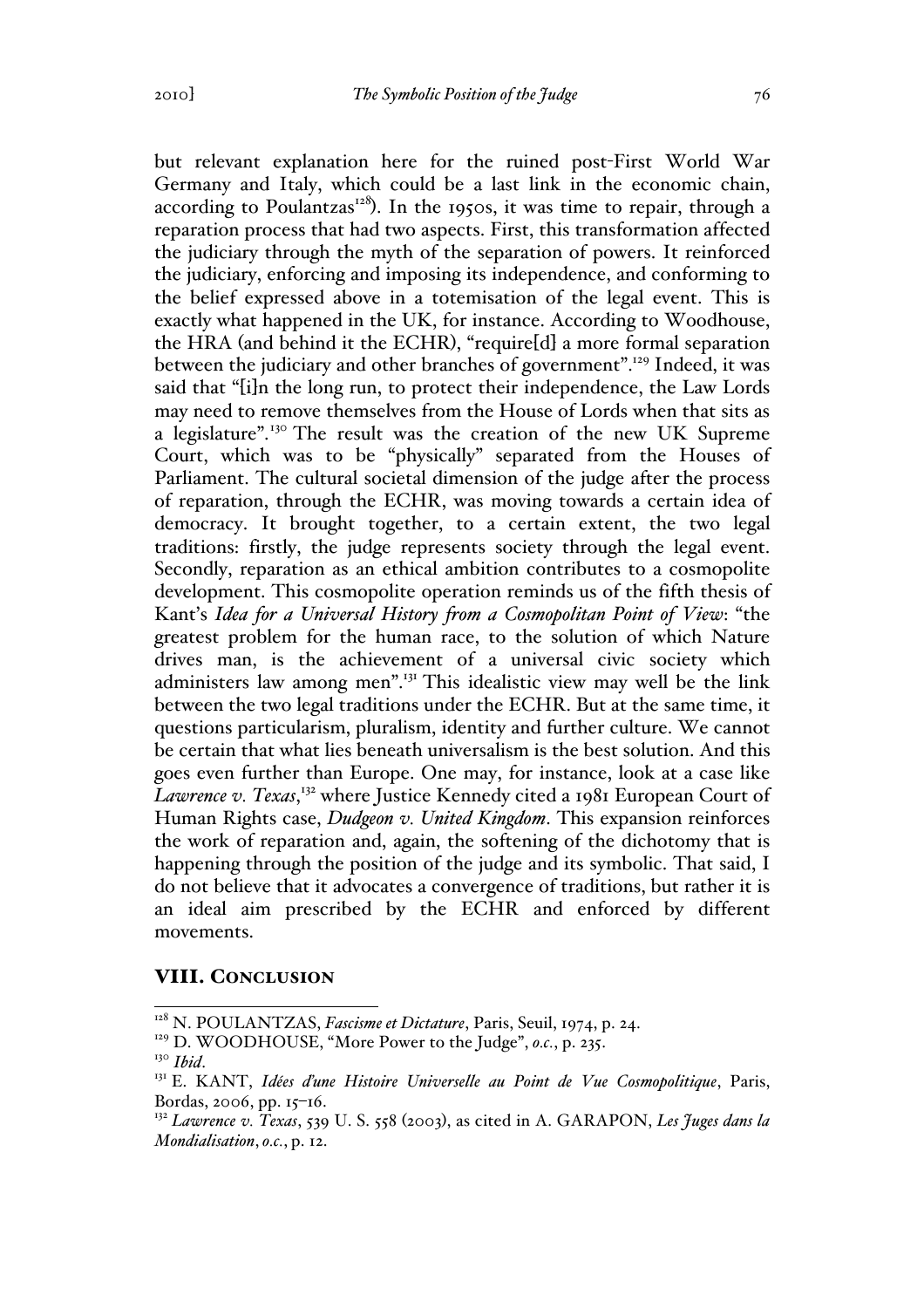but relevant explanation here for the ruined post-First World War Germany and Italy, which could be a last link in the economic chain, according to Poulantzas[128]). In the 1950s, it was time to repair, through a reparation process that had two aspects. First, this transformation affected the judiciary through the myth of the separation of powers. It reinforced the judiciary, enforcing and imposing its independence, and conforming to the belief expressed above in a totemisation of the legal event. This is exactly what happened in the UK, for instance. According to Woodhouse, the HRA (and behind it the ECHR), "require[d] a more formal separation between the judiciary and other branches of government".[129] Indeed, it was said that "[i]n the long run, to protect their independence, the Law Lords may need to remove themselves from the House of Lords when that sits as a legislature".[130] The result was the creation of the new UK Supreme Court, which was to be "physically" separated from the Houses of Parliament. The cultural societal dimension of the judge after the process of reparation, through the ECHR, was moving towards a certain idea of democracy. It brought together, to a certain extent, the two legal traditions: firstly, the judge represents society through the legal event. Secondly, reparation as an ethical ambition contributes to a cosmopolite development. This cosmopolite operation reminds us of the fifth thesis of Kant's *Idea for a Universal History from a Cosmopolitan Point of View*: "the greatest problem for the human race, to the solution of which Nature drives man, is the achievement of a universal civic society which administers law among men".[131] This idealistic view may well be the link between the two legal traditions under the ECHR. But at the same time, it questions particularism, pluralism, identity and further culture. We cannot be certain that what lies beneath universalism is the best solution. And this goes even further than Europe. One may, for instance, look at a case like *Lawrence v. Texas*,[132] where Justice Kennedy cited a 1981 European Court of Human Rights case, *Dudgeon v. United Kingdom*. This expansion reinforces the work of reparation and, again, the softening of the dichotomy that is happening through the position of the judge and its symbolic. That said, I do not believe that it advocates a convergence of traditions, but rather it is an ideal aim prescribed by the ECHR and enforced by different movements.

## VIII. Conclusion

[128] N. POULANTZAS, *Fascisme et Dictature*, Paris, Seuil, 1974, p. 24.

[129] D. WOODHOUSE, "More Power to the Judge", *o.c.*, p. 235.

[130] *Ibid*.

[131] E. KANT, *Idées d'une Histoire Universelle au Point de Vue Cosmopolitique*, Paris, Bordas, 2006, pp. 15–16.

[132] *Lawrence v. Texas*, 539 U. S. 558 (2003), as cited in A. GARAPON, *Les Juges dans la Mondialisation*, *o.c.*, p. 12.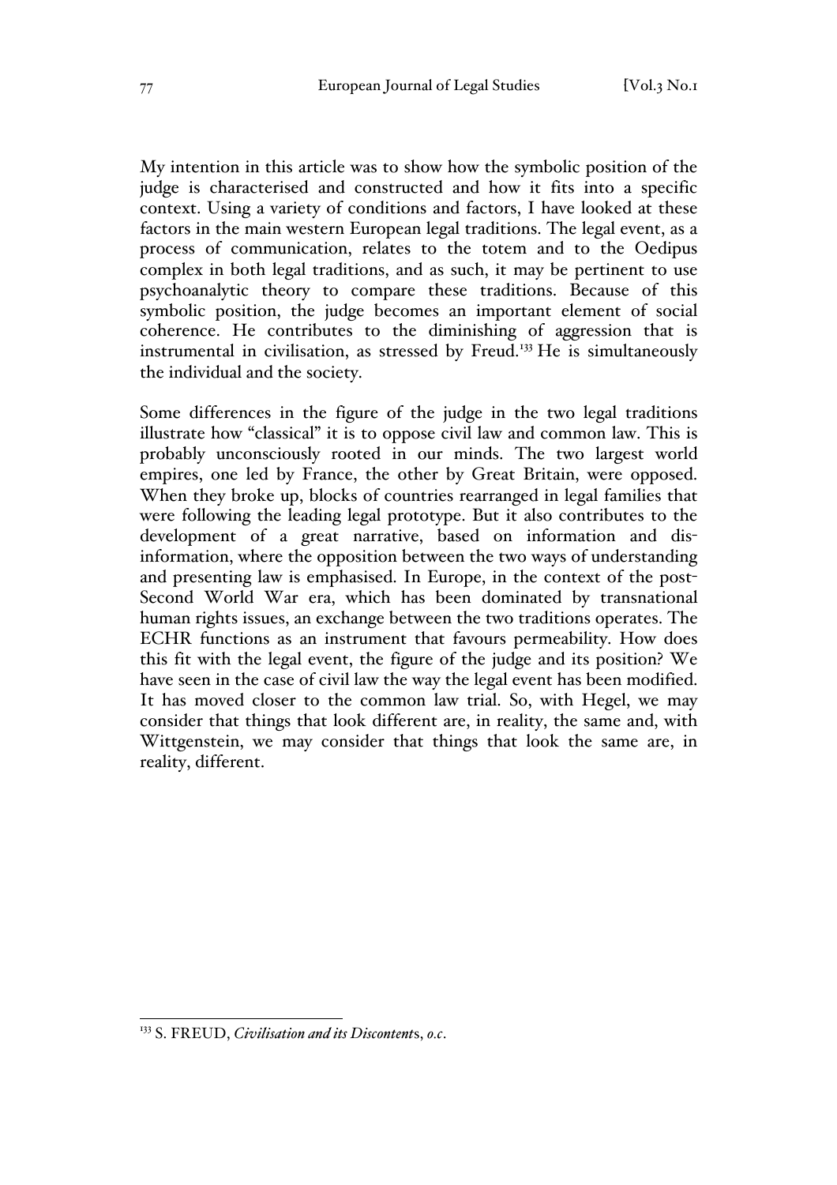My intention in this article was to show how the symbolic position of the judge is characterised and constructed and how it fits into a specific context. Using a variety of conditions and factors, I have looked at these factors in the main western European legal traditions. The legal event, as a process of communication, relates to the totem and to the Oedipus complex in both legal traditions, and as such, it may be pertinent to use psychoanalytic theory to compare these traditions. Because of this symbolic position, the judge becomes an important element of social coherence. He contributes to the diminishing of aggression that is instrumental in civilisation, as stressed by Freud.[133] He is simultaneously the individual and the society.

Some differences in the figure of the judge in the two legal traditions illustrate how "classical" it is to oppose civil law and common law. This is probably unconsciously rooted in our minds. The two largest world empires, one led by France, the other by Great Britain, were opposed. When they broke up, blocks of countries rearranged in legal families that were following the leading legal prototype. But it also contributes to the development of a great narrative, based on information and dis-information, where the opposition between the two ways of understanding and presenting law is emphasised. In Europe, in the context of the post-Second World War era, which has been dominated by transnational human rights issues, an exchange between the two traditions operates. The ECHR functions as an instrument that favours permeability. How does this fit with the legal event, the figure of the judge and its position? We have seen in the case of civil law the way the legal event has been modified. It has moved closer to the common law trial. So, with Hegel, we may consider that things that look different are, in reality, the same and, with Wittgenstein, we may consider that things that look the same are, in reality, different.

---

[133] S. FREUD, *Civilisation and its Discontents*, *o.c.*